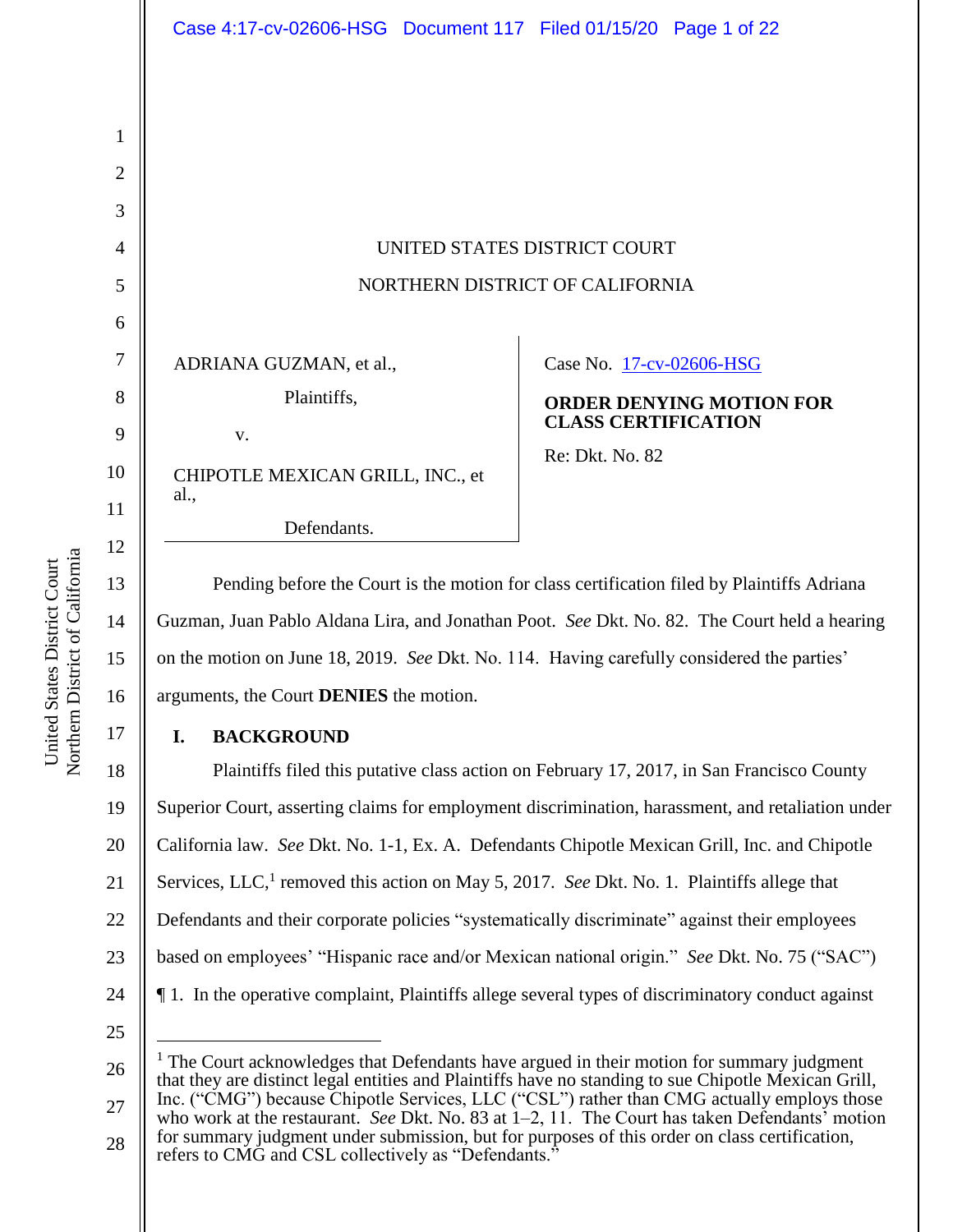UNITED STATES DISTRICT COURT

NORTHERN DISTRICT OF CALIFORNIA

ADRIANA GUZMAN, et al.,

Plaintiffs,

v.

CHIPOTLE MEXICAN GRILL, INC., et al.,

Defendants.

Case No. 17-cv-02606-HSG

**ORDER DENYING MOTION FOR CLASS CERTIFICATION**

Re: Dkt. No. 82

Pending before the Court is the motion for class certification filed by Plaintiffs Adriana Guzman, Juan Pablo Aldana Lira, and Jonathan Poot. *See* Dkt. No. 82. The Court held a hearing on the motion on June 18, 2019. *See* Dkt. No. 114. Having carefully considered the parties' arguments, the Court **DENIES** the motion.

## I. BACKGROUND

Plaintiffs filed this putative class action on February 17, 2017, in San Francisco County Superior Court, asserting claims for employment discrimination, harassment, and retaliation under California law. *See* Dkt. No. 1-1, Ex. A. Defendants Chipotle Mexican Grill, Inc. and Chipotle Services, LLC,[1] removed this action on May 5, 2017. *See* Dkt. No. 1. Plaintiffs allege that Defendants and their corporate policies "systematically discriminate" against their employees based on employees' "Hispanic race and/or Mexican national origin." *See* Dkt. No. 75 ("SAC") ¶ 1. In the operative complaint, Plaintiffs allege several types of discriminatory conduct against

---

[1] The Court acknowledges that Defendants have argued in their motion for summary judgment that they are distinct legal entities and Plaintiffs have no standing to sue Chipotle Mexican Grill, Inc. ("CMG") because Chipotle Services, LLC ("CSL") rather than CMG actually employs those who work at the restaurant. *See* Dkt. No. 83 at 1–2, 11. The Court has taken Defendants' motion for summary judgment under submission, but for purposes of this order on class certification, refers to CMG and CSL collectively as "Defendants."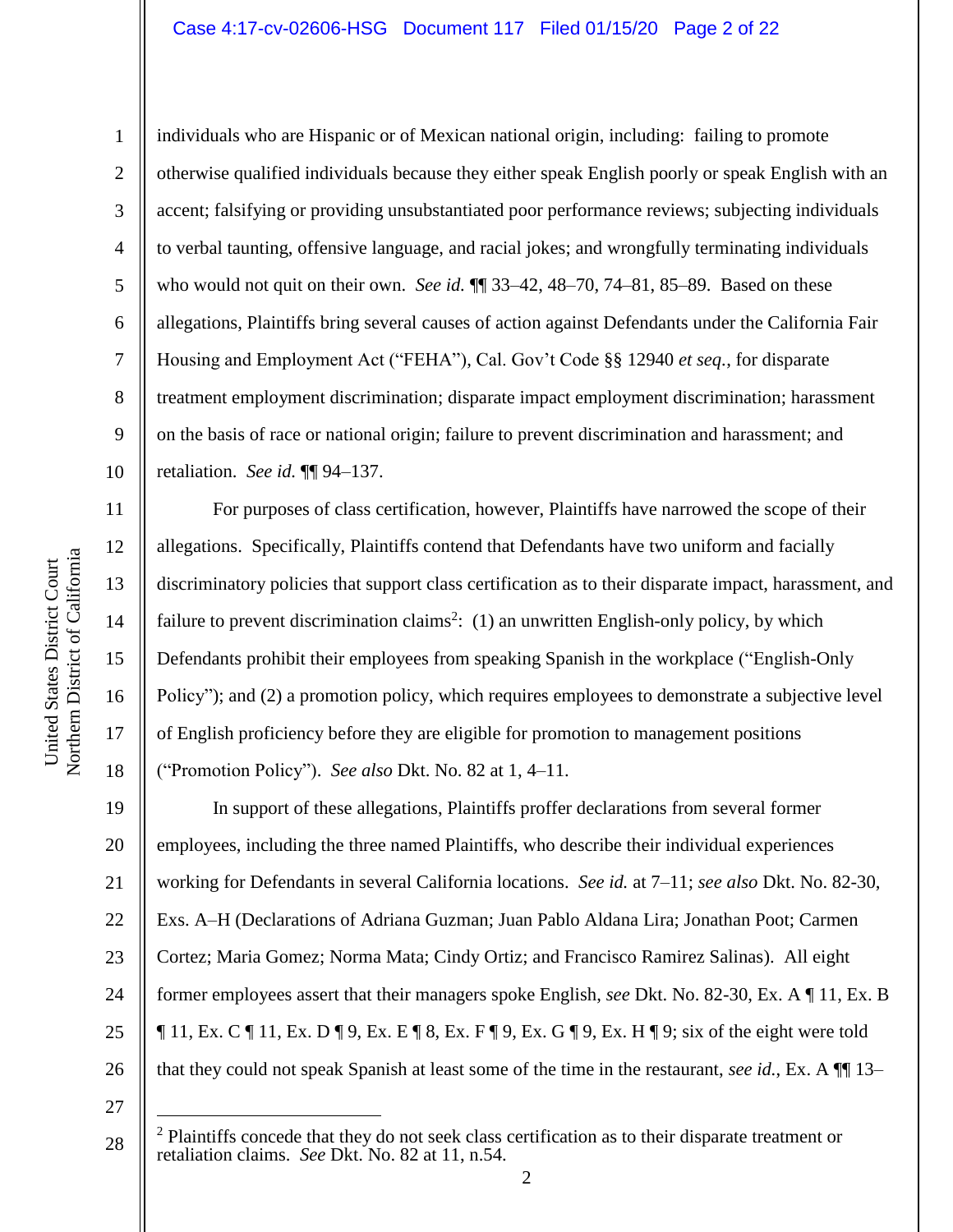individuals who are Hispanic or of Mexican national origin, including: failing to promote otherwise qualified individuals because they either speak English poorly or speak English with an accent; falsifying or providing unsubstantiated poor performance reviews; subjecting individuals to verbal taunting, offensive language, and racial jokes; and wrongfully terminating individuals who would not quit on their own. *See id.* ¶¶ 33–42, 48–70, 74–81, 85–89. Based on these allegations, Plaintiffs bring several causes of action against Defendants under the California Fair Housing and Employment Act ("FEHA"), Cal. Gov't Code §§ 12940 *et seq.*, for disparate treatment employment discrimination; disparate impact employment discrimination; harassment on the basis of race or national origin; failure to prevent discrimination and harassment; and retaliation. *See id.* ¶¶ 94–137.

For purposes of class certification, however, Plaintiffs have narrowed the scope of their allegations. Specifically, Plaintiffs contend that Defendants have two uniform and facially discriminatory policies that support class certification as to their disparate impact, harassment, and failure to prevent discrimination claims[2]: (1) an unwritten English-only policy, by which Defendants prohibit their employees from speaking Spanish in the workplace ("English-Only Policy"); and (2) a promotion policy, which requires employees to demonstrate a subjective level of English proficiency before they are eligible for promotion to management positions ("Promotion Policy"). *See also* Dkt. No. 82 at 1, 4–11.

In support of these allegations, Plaintiffs proffer declarations from several former employees, including the three named Plaintiffs, who describe their individual experiences working for Defendants in several California locations. *See id.* at 7–11; *see also* Dkt. No. 82-30, Exs. A–H (Declarations of Adriana Guzman; Juan Pablo Aldana Lira; Jonathan Poot; Carmen Cortez; Maria Gomez; Norma Mata; Cindy Ortiz; and Francisco Ramirez Salinas). All eight former employees assert that their managers spoke English, *see* Dkt. No. 82-30, Ex. A ¶ 11, Ex. B ¶ 11, Ex. C ¶ 11, Ex. D ¶ 9, Ex. E ¶ 8, Ex. F ¶ 9, Ex. G ¶ 9, Ex. H ¶ 9; six of the eight were told that they could not speak Spanish at least some of the time in the restaurant, *see id.*, Ex. A ¶¶ 13–

[2] Plaintiffs concede that they do not seek class certification as to their disparate treatment or retaliation claims. *See* Dkt. No. 82 at 11, n.54.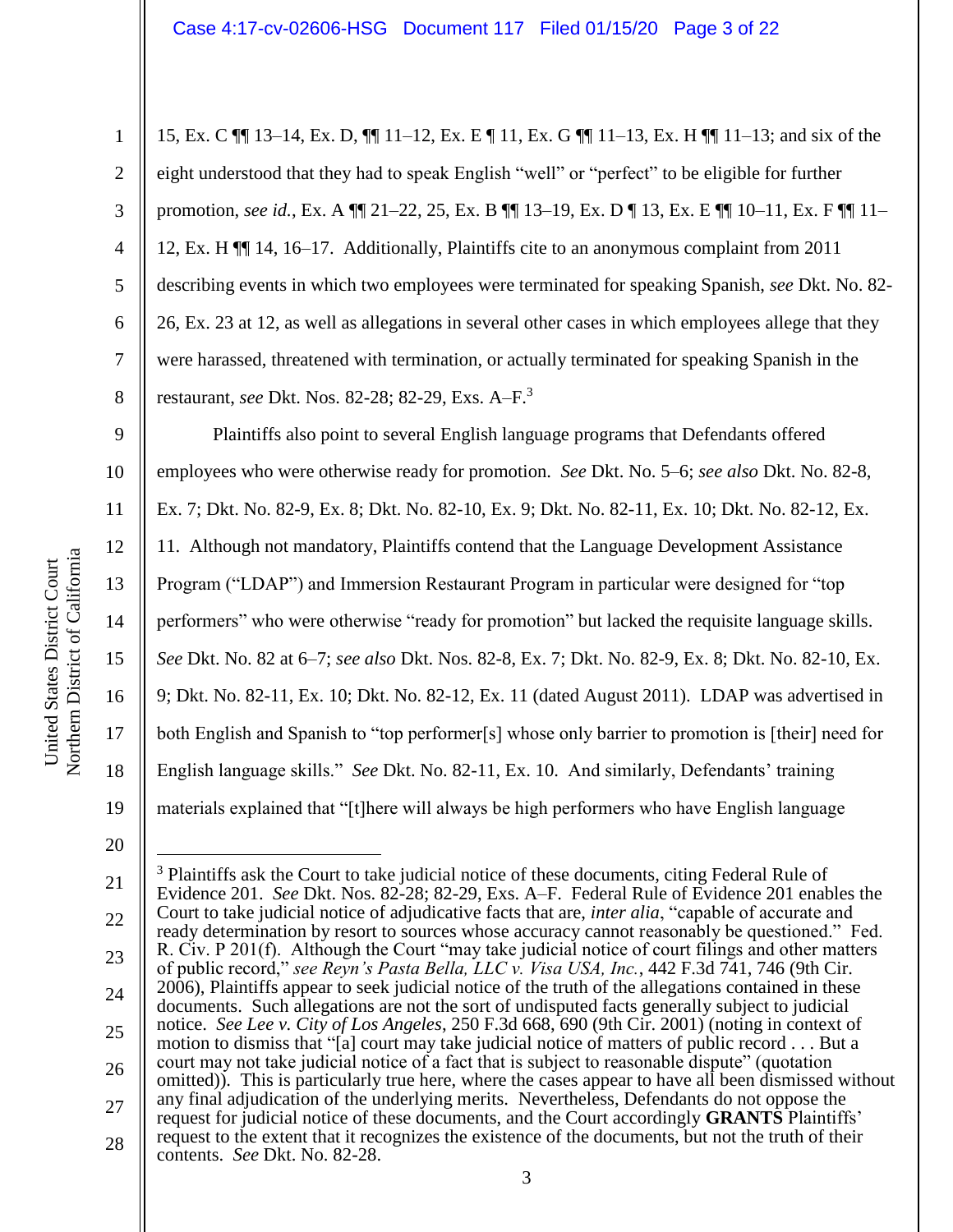15, Ex. C ¶¶ 13–14, Ex. D, ¶¶ 11–12, Ex. E ¶ 11, Ex. G ¶¶ 11–13, Ex. H ¶¶ 11–13; and six of the eight understood that they had to speak English "well" or "perfect" to be eligible for further promotion, *see id.*, Ex. A ¶¶ 21–22, 25, Ex. B ¶¶ 13–19, Ex. D ¶ 13, Ex. E ¶¶ 10–11, Ex. F ¶¶ 11–12, Ex. H ¶¶ 14, 16–17. Additionally, Plaintiffs cite to an anonymous complaint from 2011 describing events in which two employees were terminated for speaking Spanish, *see* Dkt. No. 82-26, Ex. 23 at 12, as well as allegations in several other cases in which employees allege that they were harassed, threatened with termination, or actually terminated for speaking Spanish in the restaurant, *see* Dkt. Nos. 82-28; 82-29, Exs. A–F.[3]

Plaintiffs also point to several English language programs that Defendants offered employees who were otherwise ready for promotion. *See* Dkt. No. 5–6; *see also* Dkt. No. 82-8, Ex. 7; Dkt. No. 82-9, Ex. 8; Dkt. No. 82-10, Ex. 9; Dkt. No. 82-11, Ex. 10; Dkt. No. 82-12, Ex. 11. Although not mandatory, Plaintiffs contend that the Language Development Assistance Program ("LDAP") and Immersion Restaurant Program in particular were designed for "top performers" who were otherwise "ready for promotion" but lacked the requisite language skills. *See* Dkt. No. 82 at 6–7; *see also* Dkt. Nos. 82-8, Ex. 7; Dkt. No. 82-9, Ex. 8; Dkt. No. 82-10, Ex. 9; Dkt. No. 82-11, Ex. 10; Dkt. No. 82-12, Ex. 11 (dated August 2011). LDAP was advertised in both English and Spanish to "top performer[s] whose only barrier to promotion is [their] need for English language skills." *See* Dkt. No. 82-11, Ex. 10. And similarly, Defendants' training materials explained that "[t]here will always be high performers who have English language

---

[3] Plaintiffs ask the Court to take judicial notice of these documents, citing Federal Rule of Evidence 201. *See* Dkt. Nos. 82-28; 82-29, Exs. A–F. Federal Rule of Evidence 201 enables the Court to take judicial notice of adjudicative facts that are, *inter alia*, "capable of accurate and ready determination by resort to sources whose accuracy cannot reasonably be questioned." Fed. R. Civ. P 201(f). Although the Court "may take judicial notice of court filings and other matters of public record," *see Reyn's Pasta Bella, LLC v. Visa USA, Inc.*, 442 F.3d 741, 746 (9th Cir. 2006), Plaintiffs appear to seek judicial notice of the truth of the allegations contained in these documents. Such allegations are not the sort of undisputed facts generally subject to judicial notice. *See Lee v. City of Los Angeles*, 250 F.3d 668, 690 (9th Cir. 2001) (noting in context of motion to dismiss that "[a] court may take judicial notice of matters of public record . . . But a court may not take judicial notice of a fact that is subject to reasonable dispute" (quotation omitted)). This is particularly true here, where the cases appear to have all been dismissed without any final adjudication of the underlying merits. Nevertheless, Defendants do not oppose the request for judicial notice of these documents, and the Court accordingly **GRANTS** Plaintiffs' request to the extent that it recognizes the existence of the documents, but not the truth of their contents. *See* Dkt. No. 82-28.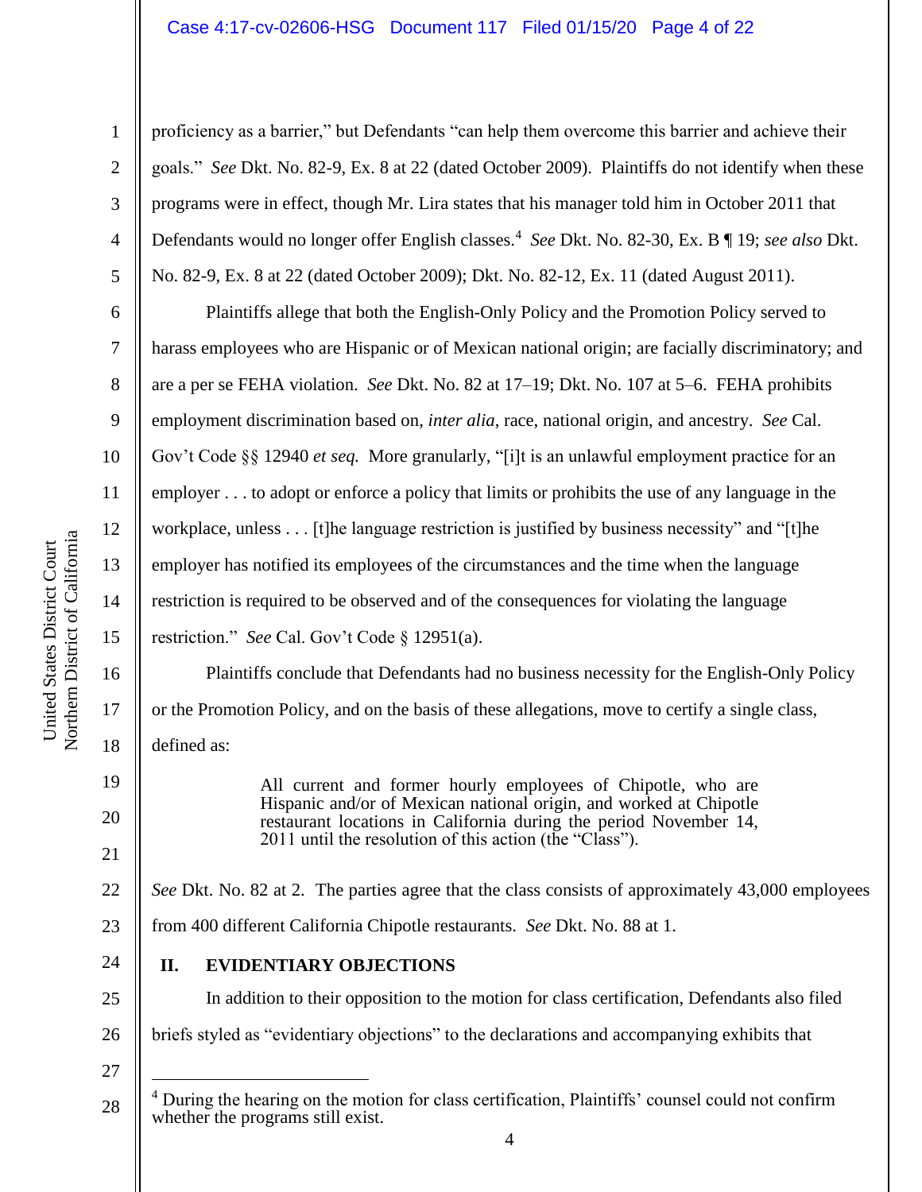proficiency as a barrier," but Defendants "can help them overcome this barrier and achieve their goals." *See* Dkt. No. 82-9, Ex. 8 at 22 (dated October 2009). Plaintiffs do not identify when these programs were in effect, though Mr. Lira states that his manager told him in October 2011 that Defendants would no longer offer English classes.[4] *See* Dkt. No. 82-30, Ex. B ¶ 19; *see also* Dkt. No. 82-9, Ex. 8 at 22 (dated October 2009); Dkt. No. 82-12, Ex. 11 (dated August 2011).

Plaintiffs allege that both the English-Only Policy and the Promotion Policy served to harass employees who are Hispanic or of Mexican national origin; are facially discriminatory; and are a per se FEHA violation. *See* Dkt. No. 82 at 17–19; Dkt. No. 107 at 5–6. FEHA prohibits employment discrimination based on, *inter alia*, race, national origin, and ancestry. *See* Cal. Gov't Code §§ 12940 *et seq.* More granularly, "[i]t is an unlawful employment practice for an employer . . . to adopt or enforce a policy that limits or prohibits the use of any language in the workplace, unless . . . [t]he language restriction is justified by business necessity" and "[t]he employer has notified its employees of the circumstances and the time when the language restriction is required to be observed and of the consequences for violating the language restriction." *See* Cal. Gov't Code § 12951(a).

Plaintiffs conclude that Defendants had no business necessity for the English-Only Policy or the Promotion Policy, and on the basis of these allegations, move to certify a single class, defined as:

> All current and former hourly employees of Chipotle, who are Hispanic and/or of Mexican national origin, and worked at Chipotle restaurant locations in California during the period November 14, 2011 until the resolution of this action (the "Class").

*See* Dkt. No. 82 at 2. The parties agree that the class consists of approximately 43,000 employees from 400 different California Chipotle restaurants. *See* Dkt. No. 88 at 1.

## II. EVIDENTIARY OBJECTIONS

In addition to their opposition to the motion for class certification, Defendants also filed briefs styled as "evidentiary objections" to the declarations and accompanying exhibits that

---

[4] During the hearing on the motion for class certification, Plaintiffs' counsel could not confirm whether the programs still exist.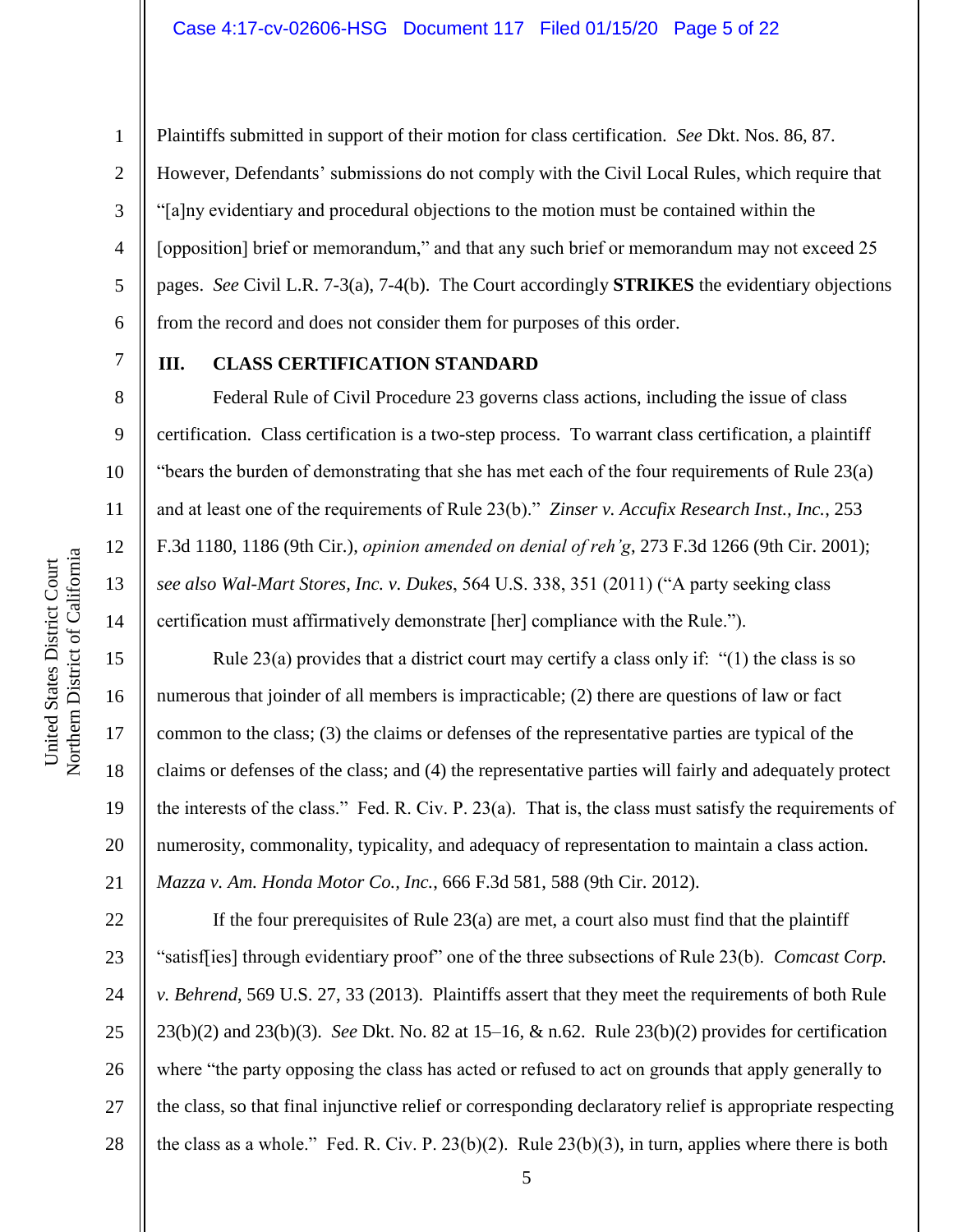Plaintiffs submitted in support of their motion for class certification. *See* Dkt. Nos. 86, 87. However, Defendants' submissions do not comply with the Civil Local Rules, which require that "[a]ny evidentiary and procedural objections to the motion must be contained within the [opposition] brief or memorandum," and that any such brief or memorandum may not exceed 25 pages. *See* Civil L.R. 7-3(a), 7-4(b). The Court accordingly **STRIKES** the evidentiary objections from the record and does not consider them for purposes of this order.

## III. CLASS CERTIFICATION STANDARD

Federal Rule of Civil Procedure 23 governs class actions, including the issue of class certification. Class certification is a two-step process. To warrant class certification, a plaintiff "bears the burden of demonstrating that she has met each of the four requirements of Rule 23(a) and at least one of the requirements of Rule 23(b)." *Zinser v. Accufix Research Inst., Inc.*, 253 F.3d 1180, 1186 (9th Cir.), *opinion amended on denial of reh'g*, 273 F.3d 1266 (9th Cir. 2001); *see also Wal-Mart Stores, Inc. v. Dukes*, 564 U.S. 338, 351 (2011) ("A party seeking class certification must affirmatively demonstrate [her] compliance with the Rule.").

Rule 23(a) provides that a district court may certify a class only if: "(1) the class is so numerous that joinder of all members is impracticable; (2) there are questions of law or fact common to the class; (3) the claims or defenses of the representative parties are typical of the claims or defenses of the class; and (4) the representative parties will fairly and adequately protect the interests of the class." Fed. R. Civ. P. 23(a). That is, the class must satisfy the requirements of numerosity, commonality, typicality, and adequacy of representation to maintain a class action. *Mazza v. Am. Honda Motor Co., Inc.*, 666 F.3d 581, 588 (9th Cir. 2012).

If the four prerequisites of Rule 23(a) are met, a court also must find that the plaintiff "satisf[ies] through evidentiary proof" one of the three subsections of Rule 23(b). *Comcast Corp. v. Behrend*, 569 U.S. 27, 33 (2013). Plaintiffs assert that they meet the requirements of both Rule 23(b)(2) and 23(b)(3). *See* Dkt. No. 82 at 15–16, & n.62. Rule 23(b)(2) provides for certification where "the party opposing the class has acted or refused to act on grounds that apply generally to the class, so that final injunctive relief or corresponding declaratory relief is appropriate respecting the class as a whole." Fed. R. Civ. P. 23(b)(2). Rule 23(b)(3), in turn, applies where there is both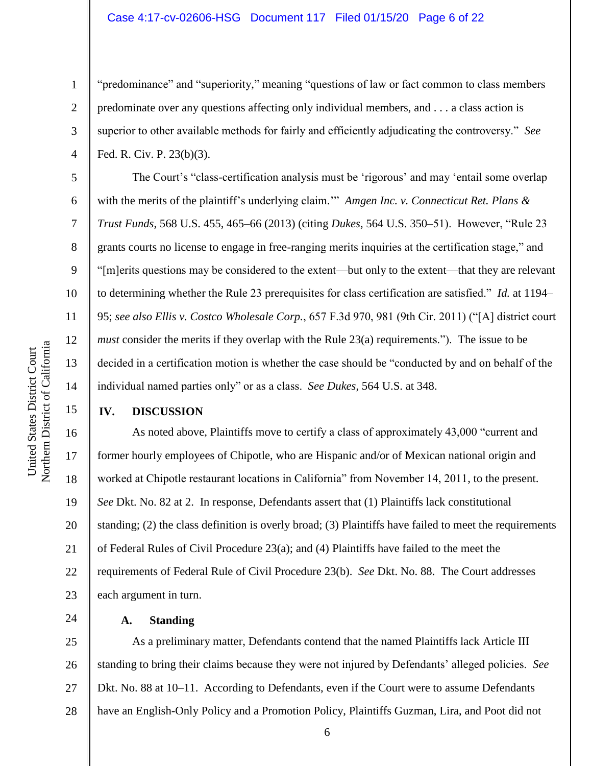"predominance" and "superiority," meaning "questions of law or fact common to class members predominate over any questions affecting only individual members, and . . . a class action is superior to other available methods for fairly and efficiently adjudicating the controversy." *See* Fed. R. Civ. P. 23(b)(3).

The Court's "class-certification analysis must be 'rigorous' and may 'entail some overlap with the merits of the plaintiff's underlying claim.'" *Amgen Inc. v. Connecticut Ret. Plans & Trust Funds*, 568 U.S. 455, 465–66 (2013) (citing *Dukes*, 564 U.S. 350–51). However, "Rule 23 grants courts no license to engage in free-ranging merits inquiries at the certification stage," and "[m]erits questions may be considered to the extent—but only to the extent—that they are relevant to determining whether the Rule 23 prerequisites for class certification are satisfied." *Id.* at 1194–95; *see also Ellis v. Costco Wholesale Corp.*, 657 F.3d 970, 981 (9th Cir. 2011) ("[A] district court *must* consider the merits if they overlap with the Rule 23(a) requirements."). The issue to be decided in a certification motion is whether the case should be "conducted by and on behalf of the individual named parties only" or as a class. *See Dukes*, 564 U.S. at 348.

## IV. DISCUSSION

As noted above, Plaintiffs move to certify a class of approximately 43,000 "current and former hourly employees of Chipotle, who are Hispanic and/or of Mexican national origin and worked at Chipotle restaurant locations in California" from November 14, 2011, to the present. *See* Dkt. No. 82 at 2. In response, Defendants assert that (1) Plaintiffs lack constitutional standing; (2) the class definition is overly broad; (3) Plaintiffs have failed to meet the requirements of Federal Rules of Civil Procedure 23(a); and (4) Plaintiffs have failed to the meet the requirements of Federal Rule of Civil Procedure 23(b). *See* Dkt. No. 88. The Court addresses each argument in turn.

### A. Standing

As a preliminary matter, Defendants contend that the named Plaintiffs lack Article III standing to bring their claims because they were not injured by Defendants' alleged policies. *See* Dkt. No. 88 at 10–11. According to Defendants, even if the Court were to assume Defendants have an English-Only Policy and a Promotion Policy, Plaintiffs Guzman, Lira, and Poot did not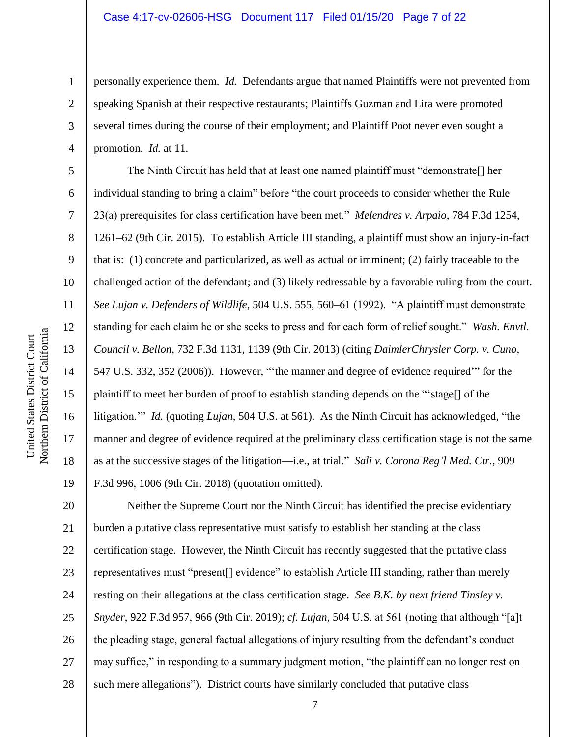personally experience them. *Id.* Defendants argue that named Plaintiffs were not prevented from speaking Spanish at their respective restaurants; Plaintiffs Guzman and Lira were promoted several times during the course of their employment; and Plaintiff Poot never even sought a promotion. *Id.* at 11.

The Ninth Circuit has held that at least one named plaintiff must "demonstrate[] her individual standing to bring a claim" before "the court proceeds to consider whether the Rule 23(a) prerequisites for class certification have been met." *Melendres v. Arpaio*, 784 F.3d 1254, 1261–62 (9th Cir. 2015). To establish Article III standing, a plaintiff must show an injury-in-fact that is: (1) concrete and particularized, as well as actual or imminent; (2) fairly traceable to the challenged action of the defendant; and (3) likely redressable by a favorable ruling from the court. *See Lujan v. Defenders of Wildlife*, 504 U.S. 555, 560–61 (1992). "A plaintiff must demonstrate standing for each claim he or she seeks to press and for each form of relief sought." *Wash. Envtl. Council v. Bellon*, 732 F.3d 1131, 1139 (9th Cir. 2013) (citing *DaimlerChrysler Corp. v. Cuno*, 547 U.S. 332, 352 (2006)). However, "'the manner and degree of evidence required'" for the plaintiff to meet her burden of proof to establish standing depends on the "'stage[] of the litigation.'" *Id.* (quoting *Lujan*, 504 U.S. at 561). As the Ninth Circuit has acknowledged, "the manner and degree of evidence required at the preliminary class certification stage is not the same as at the successive stages of the litigation—i.e., at trial." *Sali v. Corona Reg'l Med. Ctr.*, 909 F.3d 996, 1006 (9th Cir. 2018) (quotation omitted).

Neither the Supreme Court nor the Ninth Circuit has identified the precise evidentiary burden a putative class representative must satisfy to establish her standing at the class certification stage. However, the Ninth Circuit has recently suggested that the putative class representatives must "present[] evidence" to establish Article III standing, rather than merely resting on their allegations at the class certification stage. *See B.K. by next friend Tinsley v. Snyder*, 922 F.3d 957, 966 (9th Cir. 2019); *cf. Lujan*, 504 U.S. at 561 (noting that although "[a]t the pleading stage, general factual allegations of injury resulting from the defendant's conduct may suffice," in responding to a summary judgment motion, "the plaintiff can no longer rest on such mere allegations"). District courts have similarly concluded that putative class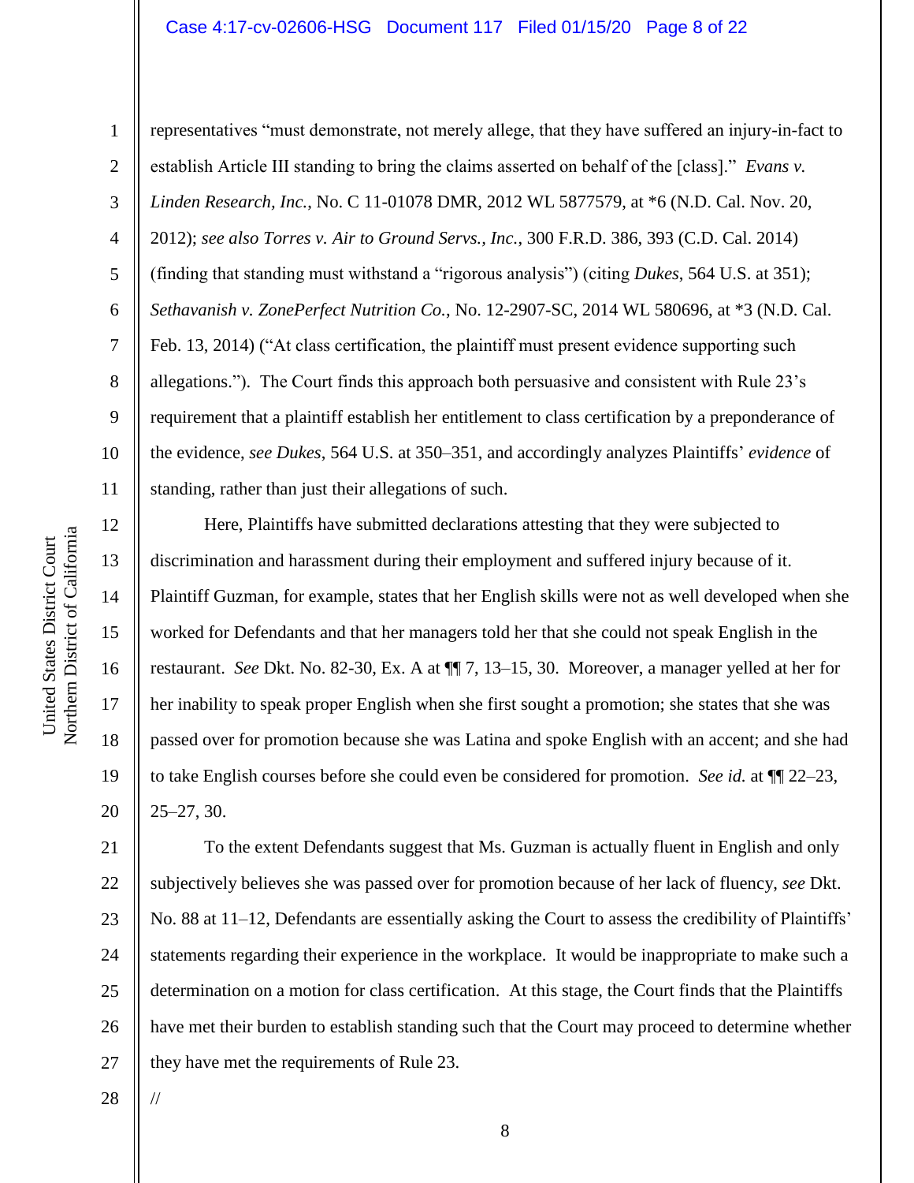representatives "must demonstrate, not merely allege, that they have suffered an injury-in-fact to establish Article III standing to bring the claims asserted on behalf of the [class]." *Evans v. Linden Research, Inc.*, No. C 11-01078 DMR, 2012 WL 5877579, at *6 (N.D. Cal. Nov. 20, 2012); *see also Torres v. Air to Ground Servs., Inc.*, 300 F.R.D. 386, 393 (C.D. Cal. 2014) (finding that standing must withstand a "rigorous analysis") (citing *Dukes*, 564 U.S. at 351); *Sethavanish v. ZonePerfect Nutrition Co.*, No. 12-2907-SC, 2014 WL 580696, at *3 (N.D. Cal. Feb. 13, 2014) ("At class certification, the plaintiff must present evidence supporting such allegations."). The Court finds this approach both persuasive and consistent with Rule 23's requirement that a plaintiff establish her entitlement to class certification by a preponderance of the evidence, *see Dukes*, 564 U.S. at 350–351, and accordingly analyzes Plaintiffs' *evidence* of standing, rather than just their allegations of such.

Here, Plaintiffs have submitted declarations attesting that they were subjected to discrimination and harassment during their employment and suffered injury because of it. Plaintiff Guzman, for example, states that her English skills were not as well developed when she worked for Defendants and that her managers told her that she could not speak English in the restaurant. *See* Dkt. No. 82-30, Ex. A at ¶¶ 7, 13–15, 30. Moreover, a manager yelled at her for her inability to speak proper English when she first sought a promotion; she states that she was passed over for promotion because she was Latina and spoke English with an accent; and she had to take English courses before she could even be considered for promotion. *See id.* at ¶¶ 22–23, 25–27, 30.

To the extent Defendants suggest that Ms. Guzman is actually fluent in English and only subjectively believes she was passed over for promotion because of her lack of fluency, *see* Dkt. No. 88 at 11–12, Defendants are essentially asking the Court to assess the credibility of Plaintiffs' statements regarding their experience in the workplace. It would be inappropriate to make such a determination on a motion for class certification. At this stage, the Court finds that the Plaintiffs have met their burden to establish standing such that the Court may proceed to determine whether they have met the requirements of Rule 23.

//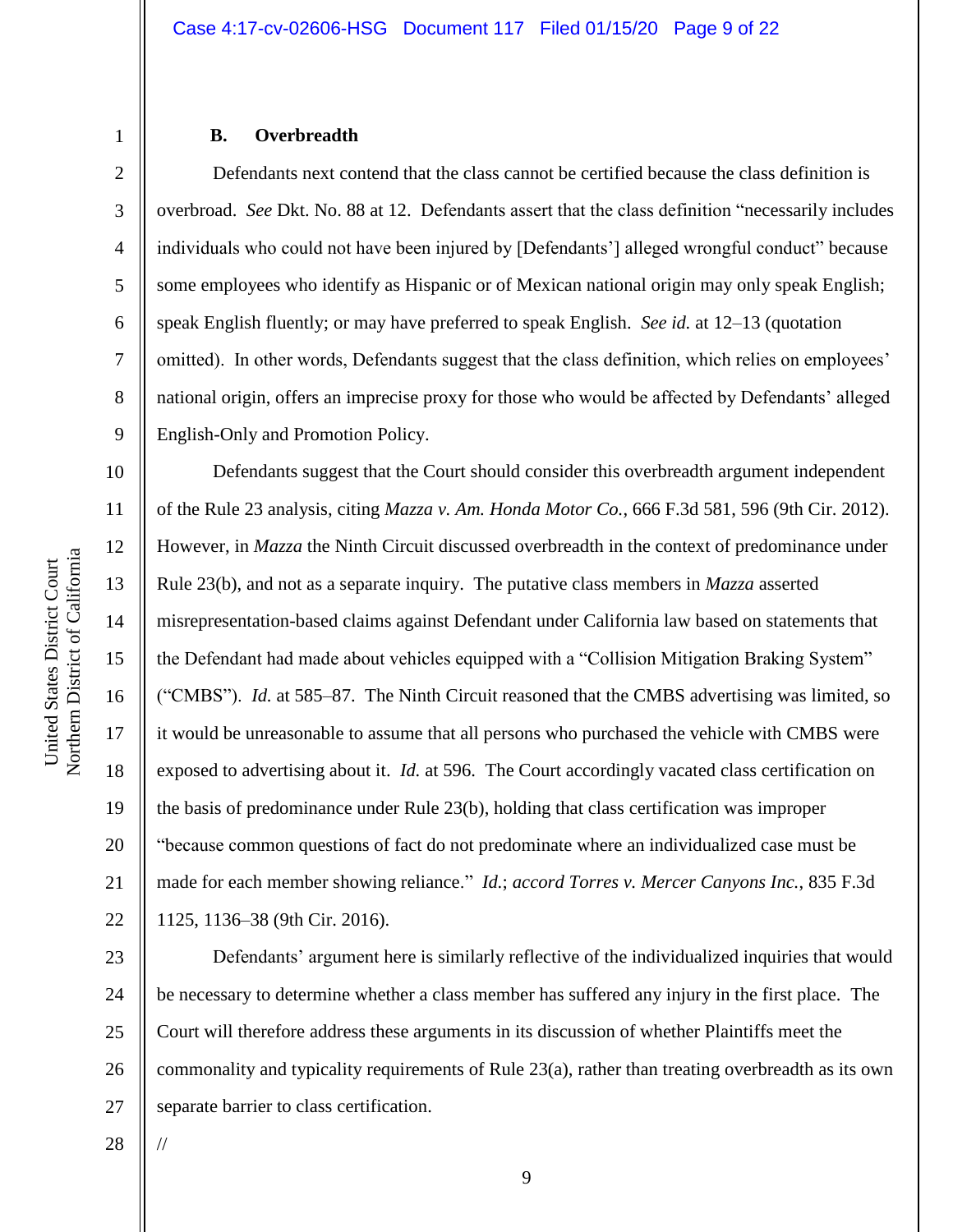### B. Overbreadth

Defendants next contend that the class cannot be certified because the class definition is overbroad. *See* Dkt. No. 88 at 12. Defendants assert that the class definition "necessarily includes individuals who could not have been injured by [Defendants'] alleged wrongful conduct" because some employees who identify as Hispanic or of Mexican national origin may only speak English; speak English fluently; or may have preferred to speak English. *See id.* at 12–13 (quotation omitted). In other words, Defendants suggest that the class definition, which relies on employees' national origin, offers an imprecise proxy for those who would be affected by Defendants' alleged English-Only and Promotion Policy.

Defendants suggest that the Court should consider this overbreadth argument independent of the Rule 23 analysis, citing *Mazza v. Am. Honda Motor Co.*, 666 F.3d 581, 596 (9th Cir. 2012). However, in *Mazza* the Ninth Circuit discussed overbreadth in the context of predominance under Rule 23(b), and not as a separate inquiry. The putative class members in *Mazza* asserted misrepresentation-based claims against Defendant under California law based on statements that the Defendant had made about vehicles equipped with a "Collision Mitigation Braking System" ("CMBS"). *Id.* at 585–87. The Ninth Circuit reasoned that the CMBS advertising was limited, so it would be unreasonable to assume that all persons who purchased the vehicle with CMBS were exposed to advertising about it. *Id.* at 596. The Court accordingly vacated class certification on the basis of predominance under Rule 23(b), holding that class certification was improper "because common questions of fact do not predominate where an individualized case must be made for each member showing reliance." *Id.*; *accord Torres v. Mercer Canyons Inc.*, 835 F.3d 1125, 1136–38 (9th Cir. 2016).

Defendants' argument here is similarly reflective of the individualized inquiries that would be necessary to determine whether a class member has suffered any injury in the first place. The Court will therefore address these arguments in its discussion of whether Plaintiffs meet the commonality and typicality requirements of Rule 23(a), rather than treating overbreadth as its own separate barrier to class certification.

//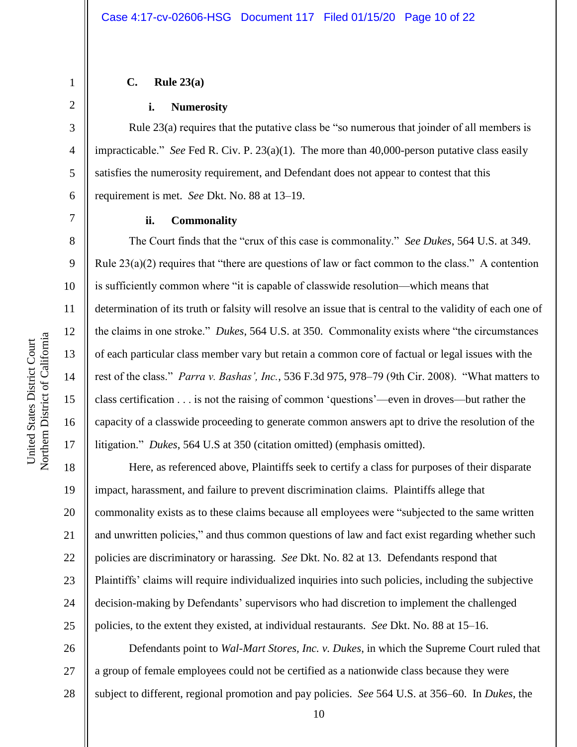### C. Rule 23(a)

#### i. Numerosity

Rule 23(a) requires that the putative class be "so numerous that joinder of all members is impracticable." *See* Fed R. Civ. P. 23(a)(1). The more than 40,000-person putative class easily satisfies the numerosity requirement, and Defendant does not appear to contest that this requirement is met. *See* Dkt. No. 88 at 13–19.

#### ii. Commonality

The Court finds that the "crux of this case is commonality." *See Dukes*, 564 U.S. at 349. Rule 23(a)(2) requires that "there are questions of law or fact common to the class." A contention is sufficiently common where "it is capable of classwide resolution—which means that determination of its truth or falsity will resolve an issue that is central to the validity of each one of the claims in one stroke." *Dukes*, 564 U.S. at 350. Commonality exists where "the circumstances of each particular class member vary but retain a common core of factual or legal issues with the rest of the class." *Parra v. Bashas', Inc.*, 536 F.3d 975, 978–79 (9th Cir. 2008). "What matters to class certification . . . is not the raising of common 'questions'—even in droves—but rather the capacity of a classwide proceeding to generate common answers apt to drive the resolution of the litigation." *Dukes*, 564 U.S at 350 (citation omitted) (emphasis omitted).

Here, as referenced above, Plaintiffs seek to certify a class for purposes of their disparate impact, harassment, and failure to prevent discrimination claims. Plaintiffs allege that commonality exists as to these claims because all employees were "subjected to the same written and unwritten policies," and thus common questions of law and fact exist regarding whether such policies are discriminatory or harassing. *See* Dkt. No. 82 at 13. Defendants respond that Plaintiffs' claims will require individualized inquiries into such policies, including the subjective decision-making by Defendants' supervisors who had discretion to implement the challenged policies, to the extent they existed, at individual restaurants. *See* Dkt. No. 88 at 15–16.

Defendants point to *Wal-Mart Stores, Inc. v. Dukes*, in which the Supreme Court ruled that a group of female employees could not be certified as a nationwide class because they were subject to different, regional promotion and pay policies. *See* 564 U.S. at 356–60. In *Dukes*, the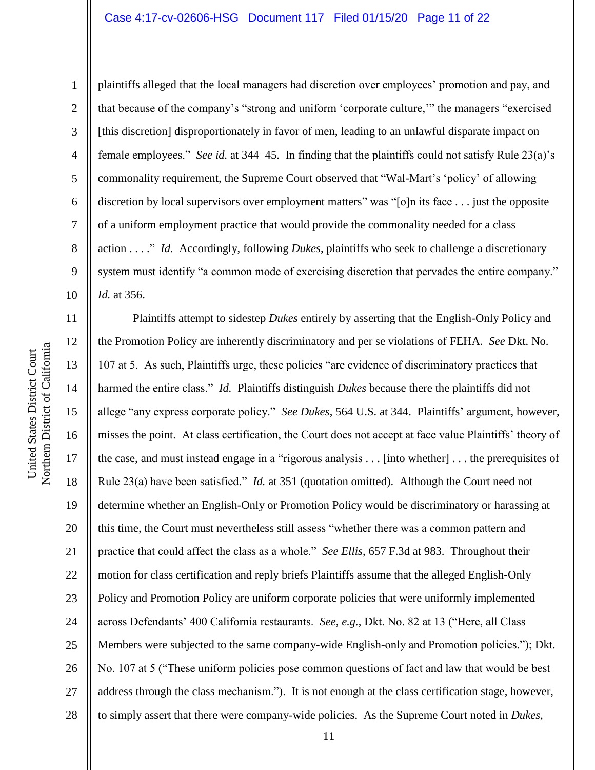plaintiffs alleged that the local managers had discretion over employees' promotion and pay, and that because of the company's "strong and uniform 'corporate culture,'" the managers "exercised [this discretion] disproportionately in favor of men, leading to an unlawful disparate impact on female employees." *See id.* at 344–45. In finding that the plaintiffs could not satisfy Rule 23(a)'s commonality requirement, the Supreme Court observed that "Wal-Mart's 'policy' of allowing discretion by local supervisors over employment matters" was "[o]n its face . . . just the opposite of a uniform employment practice that would provide the commonality needed for a class action . . . ." *Id.* Accordingly, following *Dukes*, plaintiffs who seek to challenge a discretionary system must identify "a common mode of exercising discretion that pervades the entire company." *Id.* at 356.

Plaintiffs attempt to sidestep *Dukes* entirely by asserting that the English-Only Policy and the Promotion Policy are inherently discriminatory and per se violations of FEHA. *See* Dkt. No. 107 at 5. As such, Plaintiffs urge, these policies "are evidence of discriminatory practices that harmed the entire class." *Id.* Plaintiffs distinguish *Dukes* because there the plaintiffs did not allege "any express corporate policy." *See Dukes*, 564 U.S. at 344. Plaintiffs' argument, however, misses the point. At class certification, the Court does not accept at face value Plaintiffs' theory of the case, and must instead engage in a "rigorous analysis . . . [into whether] . . . the prerequisites of Rule 23(a) have been satisfied." *Id.* at 351 (quotation omitted). Although the Court need not determine whether an English-Only or Promotion Policy would be discriminatory or harassing at this time, the Court must nevertheless still assess "whether there was a common pattern and practice that could affect the class as a whole." *See Ellis*, 657 F.3d at 983. Throughout their motion for class certification and reply briefs Plaintiffs assume that the alleged English-Only Policy and Promotion Policy are uniform corporate policies that were uniformly implemented across Defendants' 400 California restaurants. *See, e.g.*, Dkt. No. 82 at 13 ("Here, all Class Members were subjected to the same company-wide English-only and Promotion policies."); Dkt. No. 107 at 5 ("These uniform policies pose common questions of fact and law that would be best address through the class mechanism."). It is not enough at the class certification stage, however, to simply assert that there were company-wide policies. As the Supreme Court noted in *Dukes*,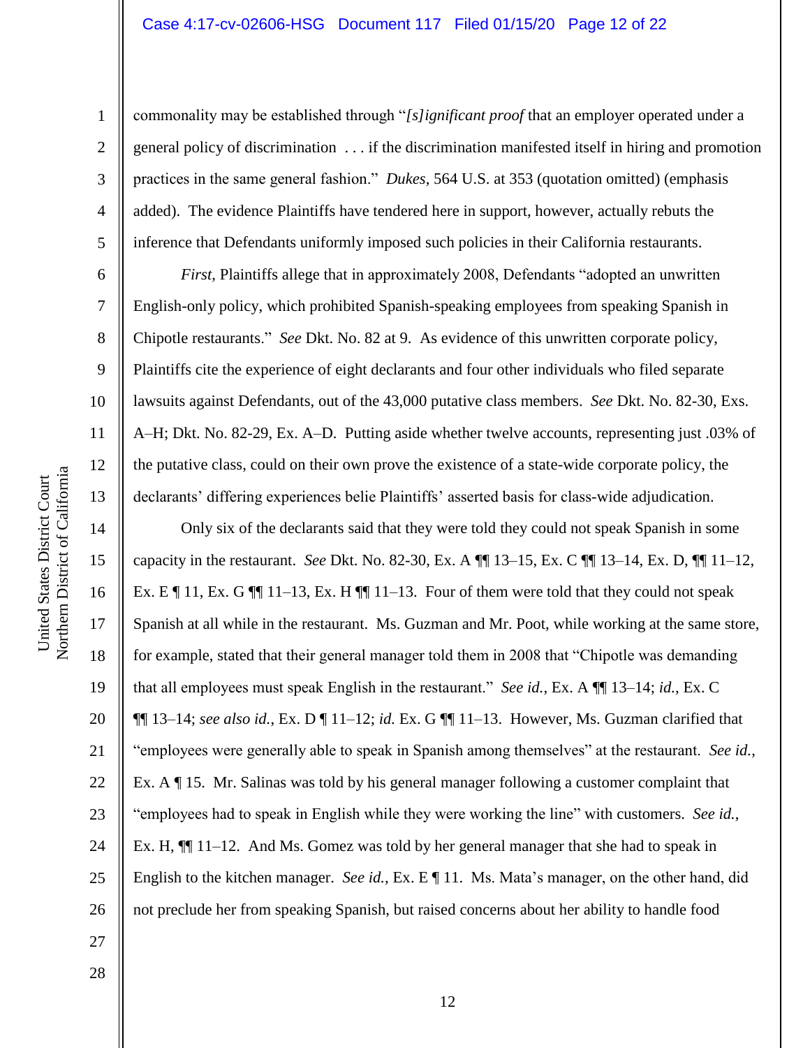commonality may be established through "*[s]ignificant proof* that an employer operated under a general policy of discrimination . . . if the discrimination manifested itself in hiring and promotion practices in the same general fashion." *Dukes*, 564 U.S. at 353 (quotation omitted) (emphasis added). The evidence Plaintiffs have tendered here in support, however, actually rebuts the inference that Defendants uniformly imposed such policies in their California restaurants.

*First*, Plaintiffs allege that in approximately 2008, Defendants "adopted an unwritten English-only policy, which prohibited Spanish-speaking employees from speaking Spanish in Chipotle restaurants." *See* Dkt. No. 82 at 9. As evidence of this unwritten corporate policy, Plaintiffs cite the experience of eight declarants and four other individuals who filed separate lawsuits against Defendants, out of the 43,000 putative class members. *See* Dkt. No. 82-30, Exs. A–H; Dkt. No. 82-29, Ex. A–D. Putting aside whether twelve accounts, representing just .03% of the putative class, could on their own prove the existence of a state-wide corporate policy, the declarants' differing experiences belie Plaintiffs' asserted basis for class-wide adjudication.

Only six of the declarants said that they were told they could not speak Spanish in some capacity in the restaurant. *See* Dkt. No. 82-30, Ex. A ¶¶ 13–15, Ex. C ¶¶ 13–14, Ex. D, ¶¶ 11–12, Ex. E ¶ 11, Ex. G ¶¶ 11–13, Ex. H ¶¶ 11–13. Four of them were told that they could not speak Spanish at all while in the restaurant. Ms. Guzman and Mr. Poot, while working at the same store, for example, stated that their general manager told them in 2008 that "Chipotle was demanding that all employees must speak English in the restaurant." *See id.*, Ex. A ¶¶ 13–14; *id.*, Ex. C ¶¶ 13–14; *see also id.*, Ex. D ¶ 11–12; *id.* Ex. G ¶¶ 11–13. However, Ms. Guzman clarified that "employees were generally able to speak in Spanish among themselves" at the restaurant. *See id.*, Ex. A ¶ 15. Mr. Salinas was told by his general manager following a customer complaint that "employees had to speak in English while they were working the line" with customers. *See id.*, Ex. H, ¶¶ 11–12. And Ms. Gomez was told by her general manager that she had to speak in English to the kitchen manager. *See id.*, Ex. E ¶ 11. Ms. Mata's manager, on the other hand, did not preclude her from speaking Spanish, but raised concerns about her ability to handle food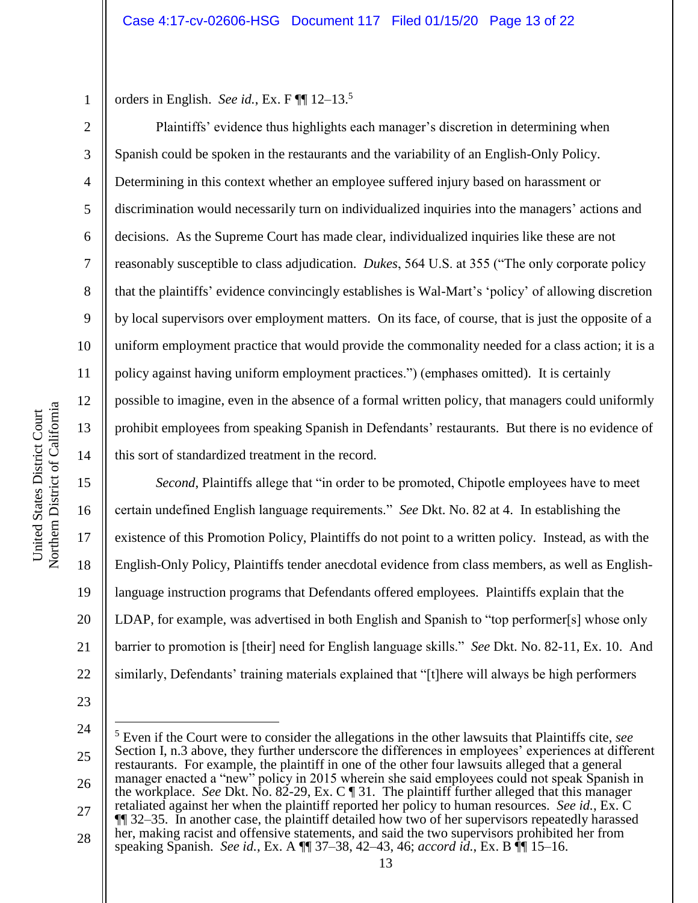orders in English. *See id.*, Ex. F ¶¶ 12–13.[5]

Plaintiffs' evidence thus highlights each manager's discretion in determining when Spanish could be spoken in the restaurants and the variability of an English-Only Policy. Determining in this context whether an employee suffered injury based on harassment or discrimination would necessarily turn on individualized inquiries into the managers' actions and decisions. As the Supreme Court has made clear, individualized inquiries like these are not reasonably susceptible to class adjudication. *Dukes*, 564 U.S. at 355 ("The only corporate policy that the plaintiffs' evidence convincingly establishes is Wal-Mart's 'policy' of allowing discretion by local supervisors over employment matters. On its face, of course, that is just the opposite of a uniform employment practice that would provide the commonality needed for a class action; it is a policy against having uniform employment practices.") (emphases omitted). It is certainly possible to imagine, even in the absence of a formal written policy, that managers could uniformly prohibit employees from speaking Spanish in Defendants' restaurants. But there is no evidence of this sort of standardized treatment in the record.

*Second*, Plaintiffs allege that "in order to be promoted, Chipotle employees have to meet certain undefined English language requirements." *See* Dkt. No. 82 at 4. In establishing the existence of this Promotion Policy, Plaintiffs do not point to a written policy. Instead, as with the English-Only Policy, Plaintiffs tender anecdotal evidence from class members, as well as English-language instruction programs that Defendants offered employees. Plaintiffs explain that the LDAP, for example, was advertised in both English and Spanish to "top performer[s] whose only barrier to promotion is [their] need for English language skills." *See* Dkt. No. 82-11, Ex. 10. And similarly, Defendants' training materials explained that "[t]here will always be high performers

---

[5] Even if the Court were to consider the allegations in the other lawsuits that Plaintiffs cite, *see* Section I, n.3 above, they further underscore the differences in employees' experiences at different restaurants. For example, the plaintiff in one of the other four lawsuits alleged that a general manager enacted a "new" policy in 2015 wherein she said employees could not speak Spanish in the workplace. *See* Dkt. No. 82-29, Ex. C ¶ 31. The plaintiff further alleged that this manager retaliated against her when the plaintiff reported her policy to human resources. *See id.*, Ex. C ¶¶ 32–35. In another case, the plaintiff detailed how two of her supervisors repeatedly harassed her, making racist and offensive statements, and said the two supervisors prohibited her from speaking Spanish. *See id.*, Ex. A ¶¶ 37–38, 42–43, 46; *accord id.*, Ex. B ¶¶ 15–16.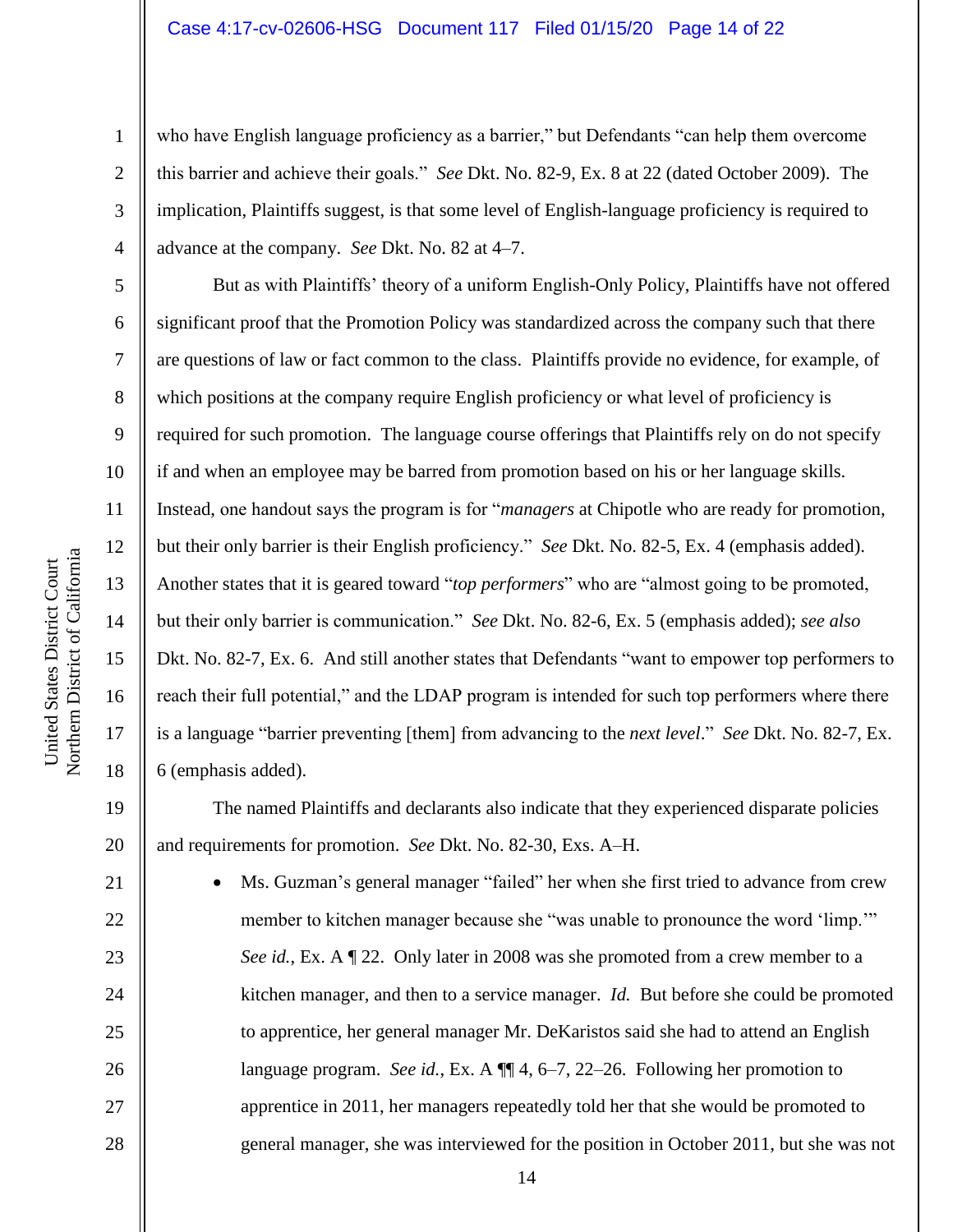who have English language proficiency as a barrier," but Defendants "can help them overcome this barrier and achieve their goals." *See* Dkt. No. 82-9, Ex. 8 at 22 (dated October 2009). The implication, Plaintiffs suggest, is that some level of English-language proficiency is required to advance at the company. *See* Dkt. No. 82 at 4–7.

But as with Plaintiffs' theory of a uniform English-Only Policy, Plaintiffs have not offered significant proof that the Promotion Policy was standardized across the company such that there are questions of law or fact common to the class. Plaintiffs provide no evidence, for example, of which positions at the company require English proficiency or what level of proficiency is required for such promotion. The language course offerings that Plaintiffs rely on do not specify if and when an employee may be barred from promotion based on his or her language skills. Instead, one handout says the program is for "*managers* at Chipotle who are ready for promotion, but their only barrier is their English proficiency." *See* Dkt. No. 82-5, Ex. 4 (emphasis added). Another states that it is geared toward "*top performers*" who are "almost going to be promoted, but their only barrier is communication." *See* Dkt. No. 82-6, Ex. 5 (emphasis added); *see also* Dkt. No. 82-7, Ex. 6. And still another states that Defendants "want to empower top performers to reach their full potential," and the LDAP program is intended for such top performers where there is a language "barrier preventing [them] from advancing to the *next level*." *See* Dkt. No. 82-7, Ex. 6 (emphasis added).

The named Plaintiffs and declarants also indicate that they experienced disparate policies and requirements for promotion. *See* Dkt. No. 82-30, Exs. A–H.

- Ms. Guzman's general manager "failed" her when she first tried to advance from crew member to kitchen manager because she "was unable to pronounce the word 'limp.'" *See id.*, Ex. A ¶ 22. Only later in 2008 was she promoted from a crew member to a kitchen manager, and then to a service manager. *Id.* But before she could be promoted to apprentice, her general manager Mr. DeKaristos said she had to attend an English language program. *See id.*, Ex. A ¶¶ 4, 6–7, 22–26. Following her promotion to apprentice in 2011, her managers repeatedly told her that she would be promoted to general manager, she was interviewed for the position in October 2011, but she was not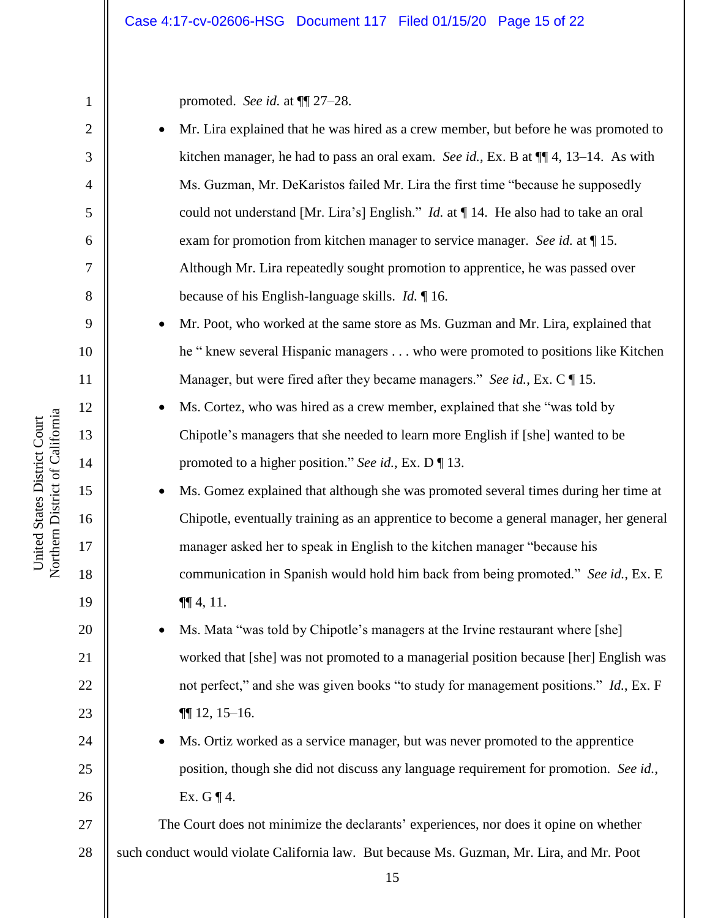promoted. *See id.* at ¶¶ 27–28.

- Mr. Lira explained that he was hired as a crew member, but before he was promoted to kitchen manager, he had to pass an oral exam. *See id.*, Ex. B at ¶¶ 4, 13–14. As with Ms. Guzman, Mr. DeKaristos failed Mr. Lira the first time "because he supposedly could not understand [Mr. Lira's] English." *Id.* at ¶ 14. He also had to take an oral exam for promotion from kitchen manager to service manager. *See id.* at ¶ 15. Although Mr. Lira repeatedly sought promotion to apprentice, he was passed over because of his English-language skills. *Id.* ¶ 16.
- Mr. Poot, who worked at the same store as Ms. Guzman and Mr. Lira, explained that he " knew several Hispanic managers . . . who were promoted to positions like Kitchen Manager, but were fired after they became managers." *See id.*, Ex. C ¶ 15.
- Ms. Cortez, who was hired as a crew member, explained that she "was told by Chipotle's managers that she needed to learn more English if [she] wanted to be promoted to a higher position." *See id.*, Ex. D ¶ 13.
- Ms. Gomez explained that although she was promoted several times during her time at Chipotle, eventually training as an apprentice to become a general manager, her general manager asked her to speak in English to the kitchen manager "because his communication in Spanish would hold him back from being promoted." *See id.*, Ex. E ¶¶ 4, 11.
- Ms. Mata "was told by Chipotle's managers at the Irvine restaurant where [she] worked that [she] was not promoted to a managerial position because [her] English was not perfect," and she was given books "to study for management positions." *Id.*, Ex. F ¶¶ 12, 15–16.
- Ms. Ortiz worked as a service manager, but was never promoted to the apprentice position, though she did not discuss any language requirement for promotion. *See id.*, Ex. G ¶ 4.

The Court does not minimize the declarants' experiences, nor does it opine on whether such conduct would violate California law. But because Ms. Guzman, Mr. Lira, and Mr. Poot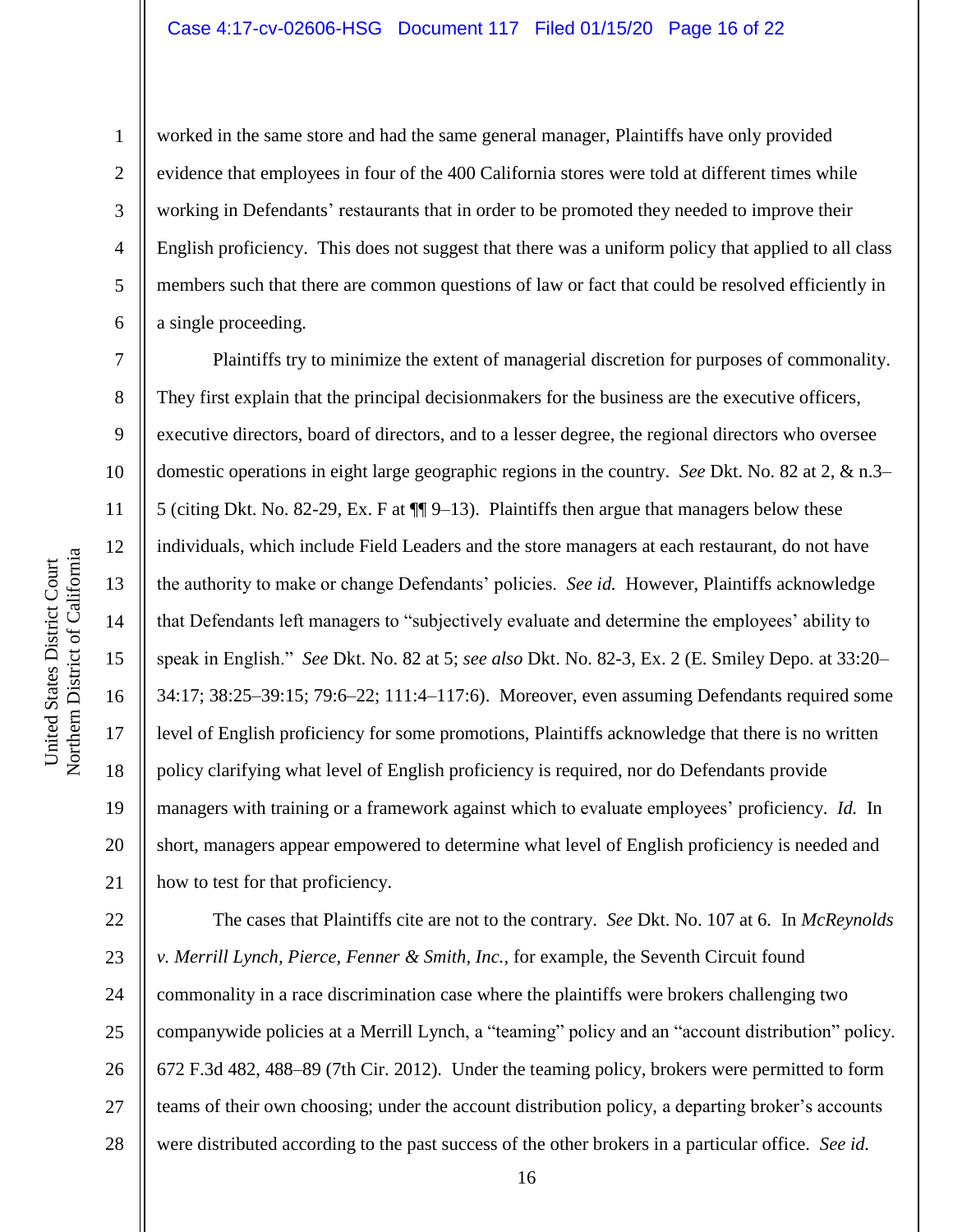worked in the same store and had the same general manager, Plaintiffs have only provided evidence that employees in four of the 400 California stores were told at different times while working in Defendants' restaurants that in order to be promoted they needed to improve their English proficiency. This does not suggest that there was a uniform policy that applied to all class members such that there are common questions of law or fact that could be resolved efficiently in a single proceeding.

Plaintiffs try to minimize the extent of managerial discretion for purposes of commonality. They first explain that the principal decisionmakers for the business are the executive officers, executive directors, board of directors, and to a lesser degree, the regional directors who oversee domestic operations in eight large geographic regions in the country. *See* Dkt. No. 82 at 2, & n.3–5 (citing Dkt. No. 82-29, Ex. F at ¶¶ 9–13). Plaintiffs then argue that managers below these individuals, which include Field Leaders and the store managers at each restaurant, do not have the authority to make or change Defendants' policies. *See id.* However, Plaintiffs acknowledge that Defendants left managers to "subjectively evaluate and determine the employees' ability to speak in English." *See* Dkt. No. 82 at 5; *see also* Dkt. No. 82-3, Ex. 2 (E. Smiley Depo. at 33:20–34:17; 38:25–39:15; 79:6–22; 111:4–117:6). Moreover, even assuming Defendants required some level of English proficiency for some promotions, Plaintiffs acknowledge that there is no written policy clarifying what level of English proficiency is required, nor do Defendants provide managers with training or a framework against which to evaluate employees' proficiency. *Id.* In short, managers appear empowered to determine what level of English proficiency is needed and how to test for that proficiency.

The cases that Plaintiffs cite are not to the contrary. *See* Dkt. No. 107 at 6. In *McReynolds v. Merrill Lynch, Pierce, Fenner & Smith, Inc.*, for example, the Seventh Circuit found commonality in a race discrimination case where the plaintiffs were brokers challenging two companywide policies at a Merrill Lynch, a "teaming" policy and an "account distribution" policy. 672 F.3d 482, 488–89 (7th Cir. 2012). Under the teaming policy, brokers were permitted to form teams of their own choosing; under the account distribution policy, a departing broker's accounts were distributed according to the past success of the other brokers in a particular office. *See id.*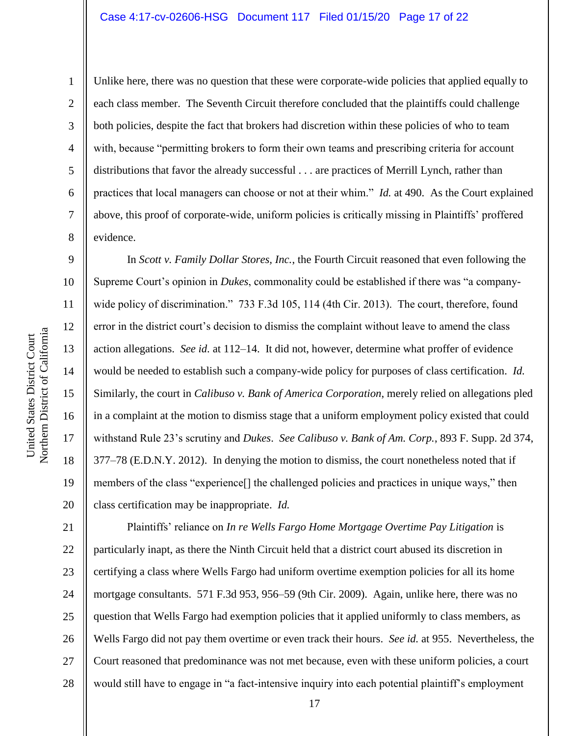Unlike here, there was no question that these were corporate-wide policies that applied equally to each class member. The Seventh Circuit therefore concluded that the plaintiffs could challenge both policies, despite the fact that brokers had discretion within these policies of who to team with, because "permitting brokers to form their own teams and prescribing criteria for account distributions that favor the already successful . . . are practices of Merrill Lynch, rather than practices that local managers can choose or not at their whim." *Id.* at 490. As the Court explained above, this proof of corporate-wide, uniform policies is critically missing in Plaintiffs' proffered evidence.

In *Scott v. Family Dollar Stores, Inc.*, the Fourth Circuit reasoned that even following the Supreme Court's opinion in *Dukes*, commonality could be established if there was "a company-wide policy of discrimination." 733 F.3d 105, 114 (4th Cir. 2013). The court, therefore, found error in the district court's decision to dismiss the complaint without leave to amend the class action allegations. *See id.* at 112–14. It did not, however, determine what proffer of evidence would be needed to establish such a company-wide policy for purposes of class certification. *Id.* Similarly, the court in *Calibuso v. Bank of America Corporation*, merely relied on allegations pled in a complaint at the motion to dismiss stage that a uniform employment policy existed that could withstand Rule 23's scrutiny and *Dukes*. *See Calibuso v. Bank of Am. Corp.*, 893 F. Supp. 2d 374, 377–78 (E.D.N.Y. 2012). In denying the motion to dismiss, the court nonetheless noted that if members of the class "experience[] the challenged policies and practices in unique ways," then class certification may be inappropriate. *Id.*

Plaintiffs' reliance on *In re Wells Fargo Home Mortgage Overtime Pay Litigation* is particularly inapt, as there the Ninth Circuit held that a district court abused its discretion in certifying a class where Wells Fargo had uniform overtime exemption policies for all its home mortgage consultants. 571 F.3d 953, 956–59 (9th Cir. 2009). Again, unlike here, there was no question that Wells Fargo had exemption policies that it applied uniformly to class members, as Wells Fargo did not pay them overtime or even track their hours. *See id.* at 955. Nevertheless, the Court reasoned that predominance was not met because, even with these uniform policies, a court would still have to engage in "a fact-intensive inquiry into each potential plaintiff's employment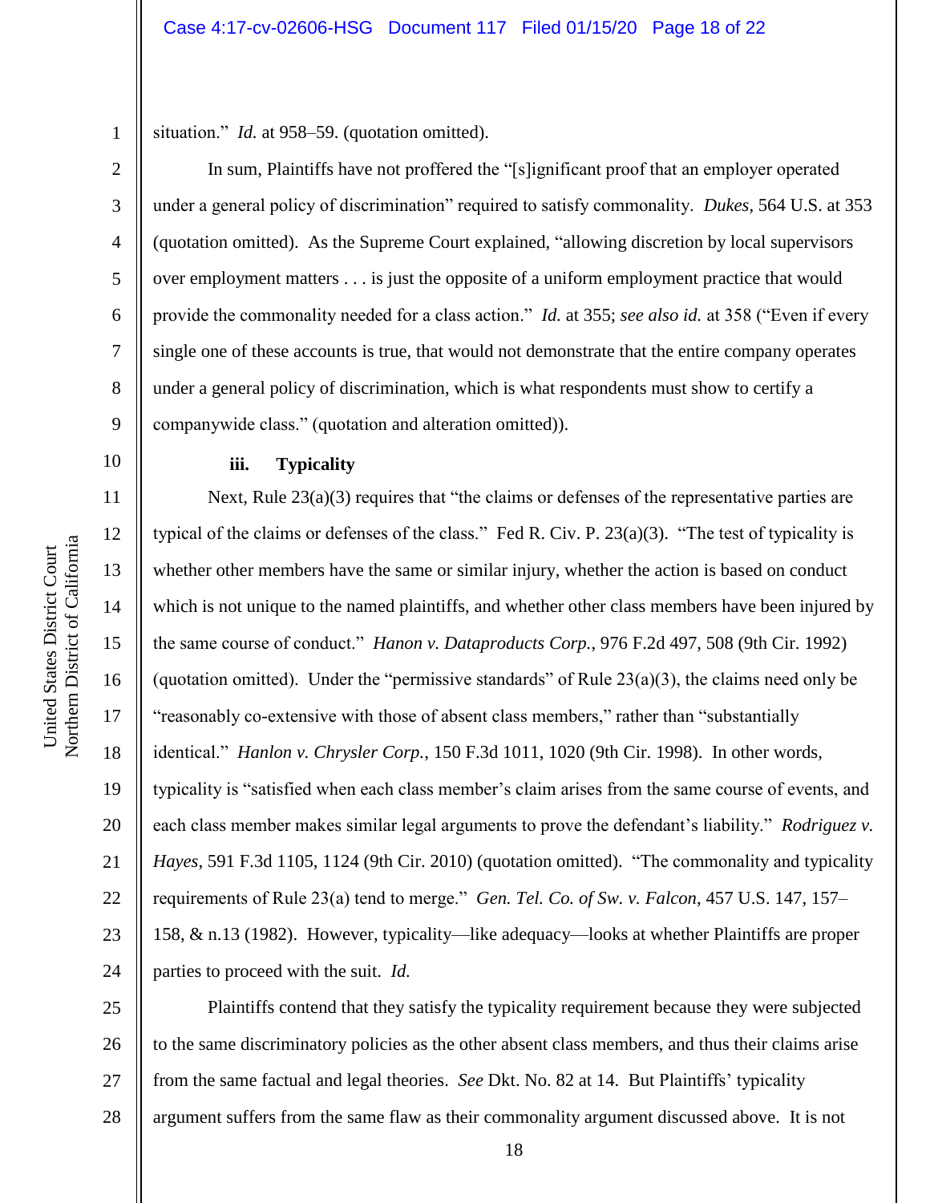situation." *Id.* at 958–59. (quotation omitted).

In sum, Plaintiffs have not proffered the "[s]ignificant proof that an employer operated under a general policy of discrimination" required to satisfy commonality. *Dukes*, 564 U.S. at 353 (quotation omitted). As the Supreme Court explained, "allowing discretion by local supervisors over employment matters . . . is just the opposite of a uniform employment practice that would provide the commonality needed for a class action." *Id.* at 355; *see also id.* at 358 ("Even if every single one of these accounts is true, that would not demonstrate that the entire company operates under a general policy of discrimination, which is what respondents must show to certify a companywide class." (quotation and alteration omitted)).

**iii. Typicality**

Next, Rule 23(a)(3) requires that "the claims or defenses of the representative parties are typical of the claims or defenses of the class." Fed R. Civ. P. 23(a)(3). "The test of typicality is whether other members have the same or similar injury, whether the action is based on conduct which is not unique to the named plaintiffs, and whether other class members have been injured by the same course of conduct." *Hanon v. Dataproducts Corp.*, 976 F.2d 497, 508 (9th Cir. 1992) (quotation omitted). Under the "permissive standards" of Rule 23(a)(3), the claims need only be "reasonably co-extensive with those of absent class members," rather than "substantially identical." *Hanlon v. Chrysler Corp.*, 150 F.3d 1011, 1020 (9th Cir. 1998). In other words, typicality is "satisfied when each class member's claim arises from the same course of events, and each class member makes similar legal arguments to prove the defendant's liability." *Rodriguez v. Hayes*, 591 F.3d 1105, 1124 (9th Cir. 2010) (quotation omitted). "The commonality and typicality requirements of Rule 23(a) tend to merge." *Gen. Tel. Co. of Sw. v. Falcon*, 457 U.S. 147, 157–158, & n.13 (1982). However, typicality—like adequacy—looks at whether Plaintiffs are proper parties to proceed with the suit. *Id.*

Plaintiffs contend that they satisfy the typicality requirement because they were subjected to the same discriminatory policies as the other absent class members, and thus their claims arise from the same factual and legal theories. *See* Dkt. No. 82 at 14. But Plaintiffs' typicality argument suffers from the same flaw as their commonality argument discussed above. It is not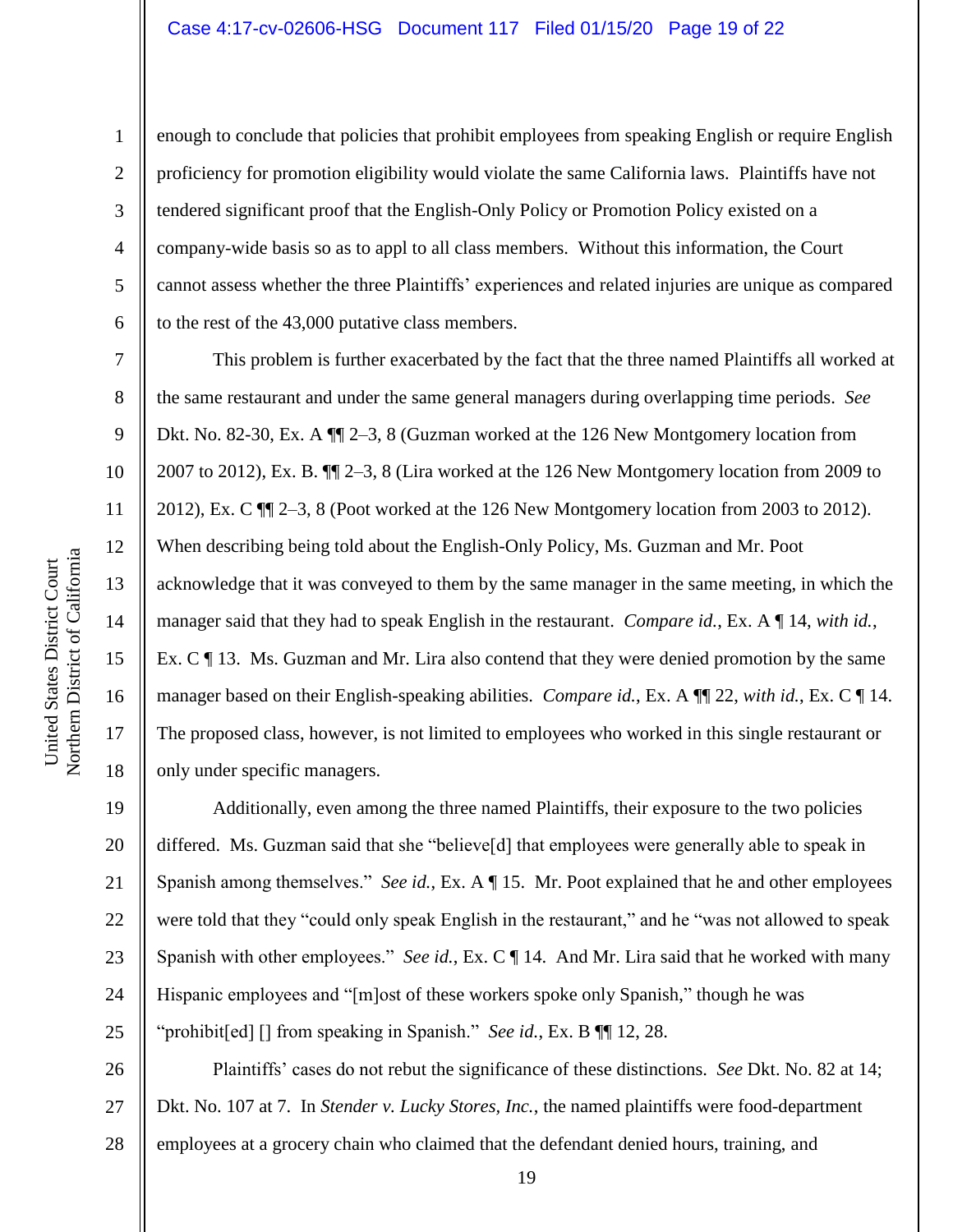enough to conclude that policies that prohibit employees from speaking English or require English proficiency for promotion eligibility would violate the same California laws. Plaintiffs have not tendered significant proof that the English-Only Policy or Promotion Policy existed on a company-wide basis so as to appl to all class members. Without this information, the Court cannot assess whether the three Plaintiffs' experiences and related injuries are unique as compared to the rest of the 43,000 putative class members.

This problem is further exacerbated by the fact that the three named Plaintiffs all worked at the same restaurant and under the same general managers during overlapping time periods. *See* Dkt. No. 82-30, Ex. A ¶¶ 2–3, 8 (Guzman worked at the 126 New Montgomery location from 2007 to 2012), Ex. B. ¶¶ 2–3, 8 (Lira worked at the 126 New Montgomery location from 2009 to 2012), Ex. C ¶¶ 2–3, 8 (Poot worked at the 126 New Montgomery location from 2003 to 2012). When describing being told about the English-Only Policy, Ms. Guzman and Mr. Poot acknowledge that it was conveyed to them by the same manager in the same meeting, in which the manager said that they had to speak English in the restaurant. *Compare id.*, Ex. A ¶ 14, *with id.*, Ex. C ¶ 13. Ms. Guzman and Mr. Lira also contend that they were denied promotion by the same manager based on their English-speaking abilities. *Compare id.*, Ex. A ¶¶ 22, *with id.*, Ex. C ¶ 14. The proposed class, however, is not limited to employees who worked in this single restaurant or only under specific managers.

Additionally, even among the three named Plaintiffs, their exposure to the two policies differed. Ms. Guzman said that she "believe[d] that employees were generally able to speak in Spanish among themselves." *See id.*, Ex. A ¶ 15. Mr. Poot explained that he and other employees were told that they "could only speak English in the restaurant," and he "was not allowed to speak Spanish with other employees." *See id.*, Ex. C ¶ 14. And Mr. Lira said that he worked with many Hispanic employees and "[m]ost of these workers spoke only Spanish," though he was "prohibit[ed] [] from speaking in Spanish." *See id.*, Ex. B ¶¶ 12, 28.

Plaintiffs' cases do not rebut the significance of these distinctions. *See* Dkt. No. 82 at 14; Dkt. No. 107 at 7. In *Stender v. Lucky Stores, Inc.*, the named plaintiffs were food-department employees at a grocery chain who claimed that the defendant denied hours, training, and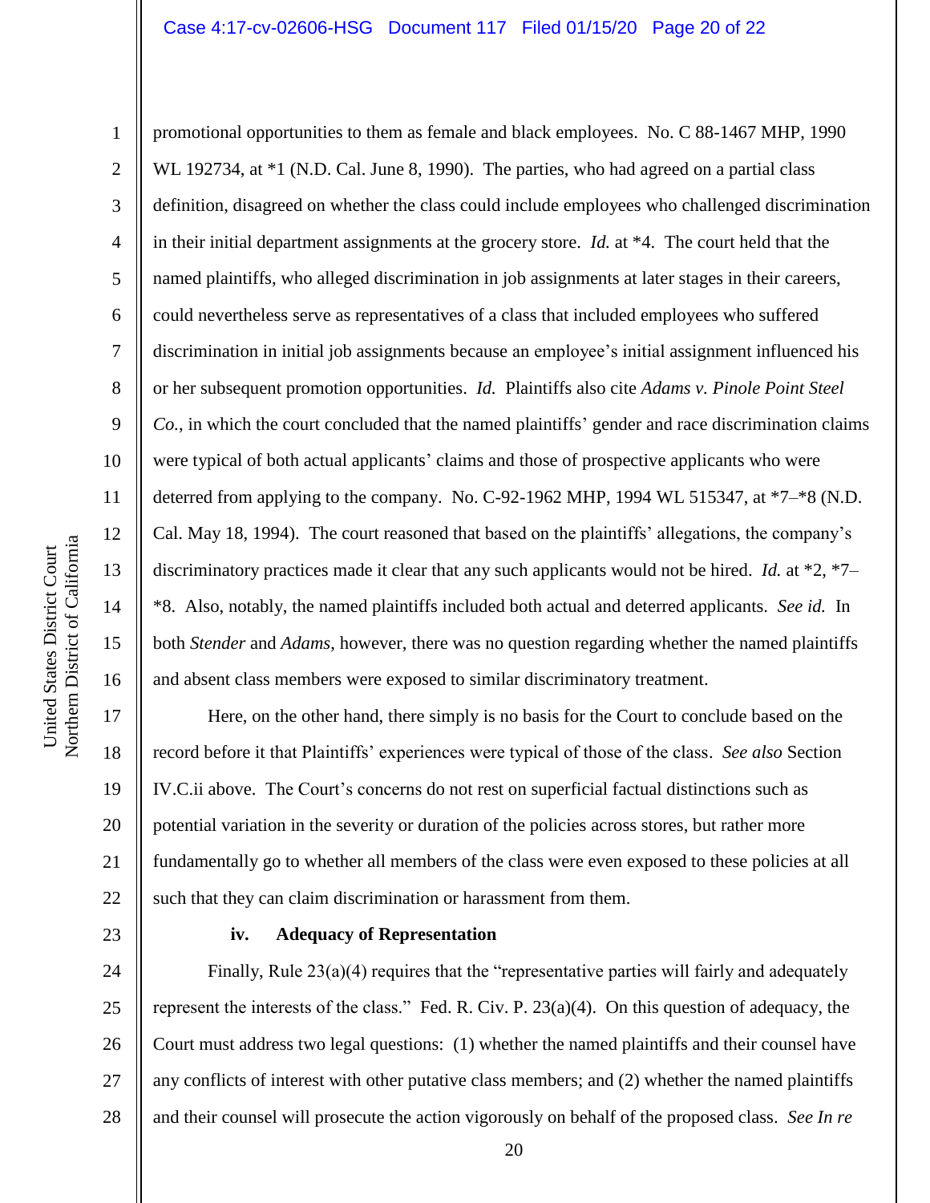promotional opportunities to them as female and black employees. No. C 88-1467 MHP, 1990 WL 192734, at *1 (N.D. Cal. June 8, 1990). The parties, who had agreed on a partial class definition, disagreed on whether the class could include employees who challenged discrimination in their initial department assignments at the grocery store. *Id.* at *4. The court held that the named plaintiffs, who alleged discrimination in job assignments at later stages in their careers, could nevertheless serve as representatives of a class that included employees who suffered discrimination in initial job assignments because an employee's initial assignment influenced his or her subsequent promotion opportunities. *Id.* Plaintiffs also cite *Adams v. Pinole Point Steel Co.*, in which the court concluded that the named plaintiffs' gender and race discrimination claims were typical of both actual applicants' claims and those of prospective applicants who were deterred from applying to the company. No. C-92-1962 MHP, 1994 WL 515347, at *7–*8 (N.D. Cal. May 18, 1994). The court reasoned that based on the plaintiffs' allegations, the company's discriminatory practices made it clear that any such applicants would not be hired. *Id.* at *2, *7–*8. Also, notably, the named plaintiffs included both actual and deterred applicants. *See id.* In both *Stender* and *Adams*, however, there was no question regarding whether the named plaintiffs and absent class members were exposed to similar discriminatory treatment.

Here, on the other hand, there simply is no basis for the Court to conclude based on the record before it that Plaintiffs' experiences were typical of those of the class. *See also* Section IV.C.ii above. The Court's concerns do not rest on superficial factual distinctions such as potential variation in the severity or duration of the policies across stores, but rather more fundamentally go to whether all members of the class were even exposed to these policies at all such that they can claim discrimination or harassment from them.

**iv. Adequacy of Representation**

Finally, Rule 23(a)(4) requires that the "representative parties will fairly and adequately represent the interests of the class." Fed. R. Civ. P. 23(a)(4). On this question of adequacy, the Court must address two legal questions: (1) whether the named plaintiffs and their counsel have any conflicts of interest with other putative class members; and (2) whether the named plaintiffs and their counsel will prosecute the action vigorously on behalf of the proposed class. *See In re*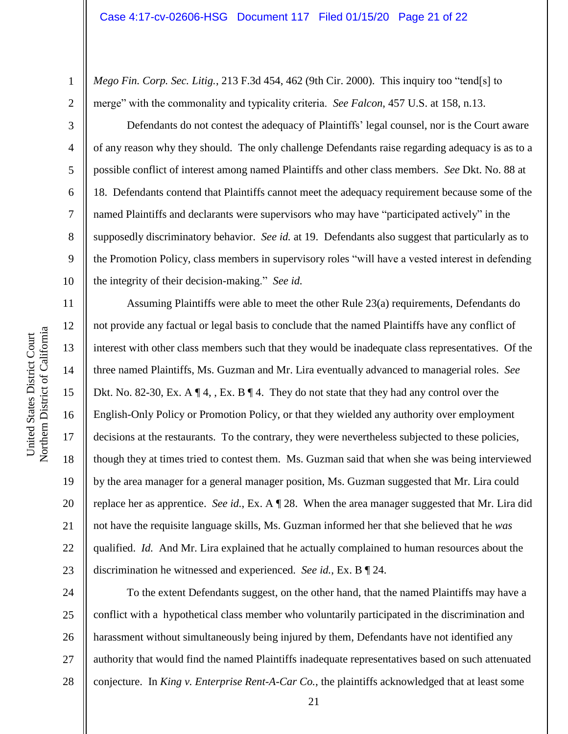*Mego Fin. Corp. Sec. Litig.*, 213 F.3d 454, 462 (9th Cir. 2000). This inquiry too "tend[s] to merge" with the commonality and typicality criteria. *See Falcon*, 457 U.S. at 158, n.13.

Defendants do not contest the adequacy of Plaintiffs' legal counsel, nor is the Court aware of any reason why they should. The only challenge Defendants raise regarding adequacy is as to a possible conflict of interest among named Plaintiffs and other class members. *See* Dkt. No. 88 at 18. Defendants contend that Plaintiffs cannot meet the adequacy requirement because some of the named Plaintiffs and declarants were supervisors who may have "participated actively" in the supposedly discriminatory behavior. *See id.* at 19. Defendants also suggest that particularly as to the Promotion Policy, class members in supervisory roles "will have a vested interest in defending the integrity of their decision-making." *See id.*

Assuming Plaintiffs were able to meet the other Rule 23(a) requirements, Defendants do not provide any factual or legal basis to conclude that the named Plaintiffs have any conflict of interest with other class members such that they would be inadequate class representatives. Of the three named Plaintiffs, Ms. Guzman and Mr. Lira eventually advanced to managerial roles. *See* Dkt. No. 82-30, Ex. A ¶ 4, , Ex. B ¶ 4. They do not state that they had any control over the English-Only Policy or Promotion Policy, or that they wielded any authority over employment decisions at the restaurants. To the contrary, they were nevertheless subjected to these policies, though they at times tried to contest them. Ms. Guzman said that when she was being interviewed by the area manager for a general manager position, Ms. Guzman suggested that Mr. Lira could replace her as apprentice. *See id.*, Ex. A ¶ 28. When the area manager suggested that Mr. Lira did not have the requisite language skills, Ms. Guzman informed her that she believed that he *was* qualified. *Id.* And Mr. Lira explained that he actually complained to human resources about the discrimination he witnessed and experienced. *See id.*, Ex. B ¶ 24.

To the extent Defendants suggest, on the other hand, that the named Plaintiffs may have a conflict with a hypothetical class member who voluntarily participated in the discrimination and harassment without simultaneously being injured by them, Defendants have not identified any authority that would find the named Plaintiffs inadequate representatives based on such attenuated conjecture. In *King v. Enterprise Rent-A-Car Co.*, the plaintiffs acknowledged that at least some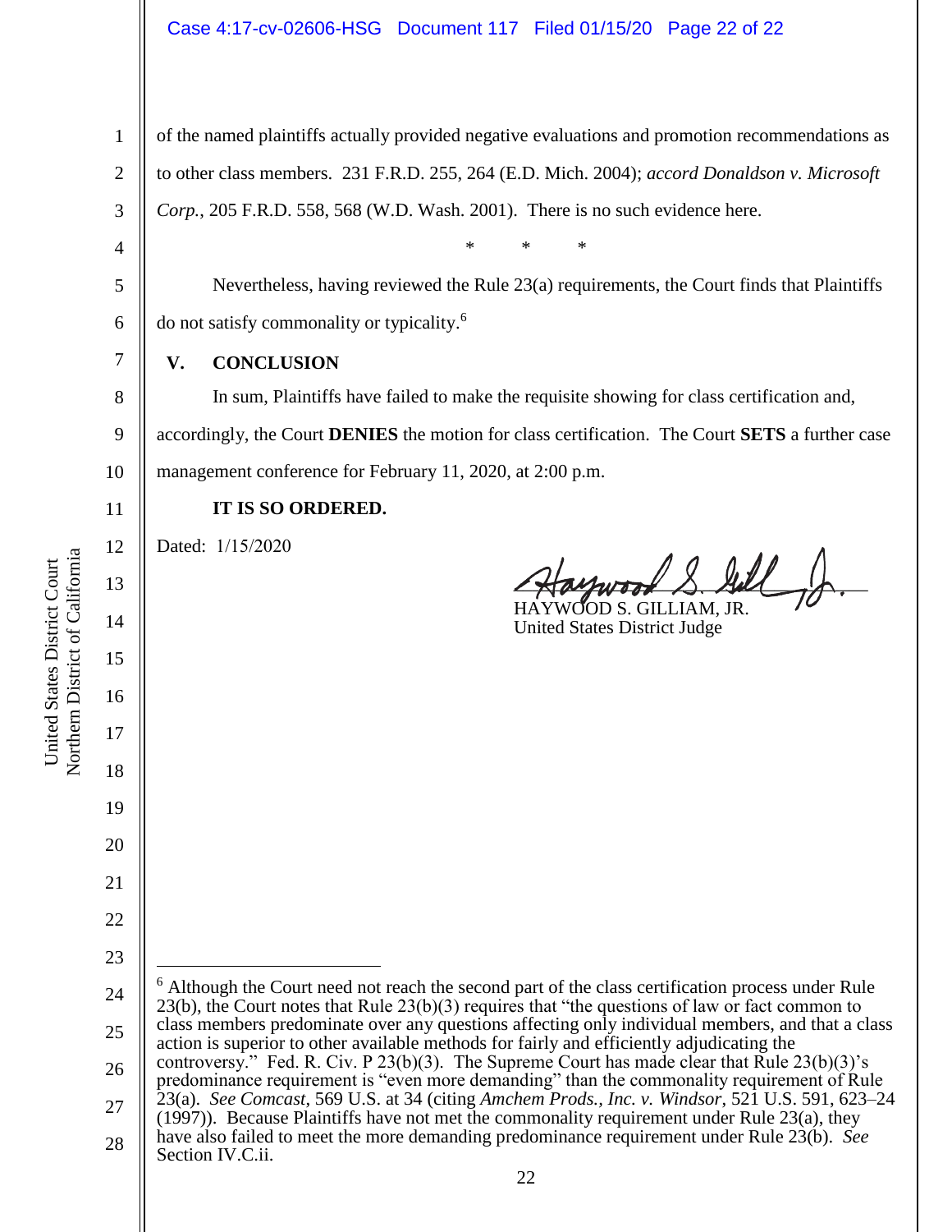of the named plaintiffs actually provided negative evaluations and promotion recommendations as to other class members. 231 F.R.D. 255, 264 (E.D. Mich. 2004); *accord Donaldson v. Microsoft Corp.*, 205 F.R.D. 558, 568 (W.D. Wash. 2001). There is no such evidence here.

\* \* \*

Nevertheless, having reviewed the Rule 23(a) requirements, the Court finds that Plaintiffs do not satisfy commonality or typicality.[6]

## V. CONCLUSION

In sum, Plaintiffs have failed to make the requisite showing for class certification and, accordingly, the Court **DENIES** the motion for class certification. The Court **SETS** a further case management conference for February 11, 2020, at 2:00 p.m.

**IT IS SO ORDERED.**

Dated: 1/15/2020

HAYWOOD S. GILLIAM, JR.
United States District Judge

---

[6] Although the Court need not reach the second part of the class certification process under Rule 23(b), the Court notes that Rule 23(b)(3) requires that "the questions of law or fact common to class members predominate over any questions affecting only individual members, and that a class action is superior to other available methods for fairly and efficiently adjudicating the controversy." Fed. R. Civ. P 23(b)(3). The Supreme Court has made clear that Rule 23(b)(3)'s predominance requirement is "even more demanding" than the commonality requirement of Rule 23(a). *See Comcast*, 569 U.S. at 34 (citing *Amchem Prods., Inc. v. Windsor*, 521 U.S. 591, 623–24 (1997)). Because Plaintiffs have not met the commonality requirement under Rule 23(a), they have also failed to meet the more demanding predominance requirement under Rule 23(b). *See* Section IV.C.ii.